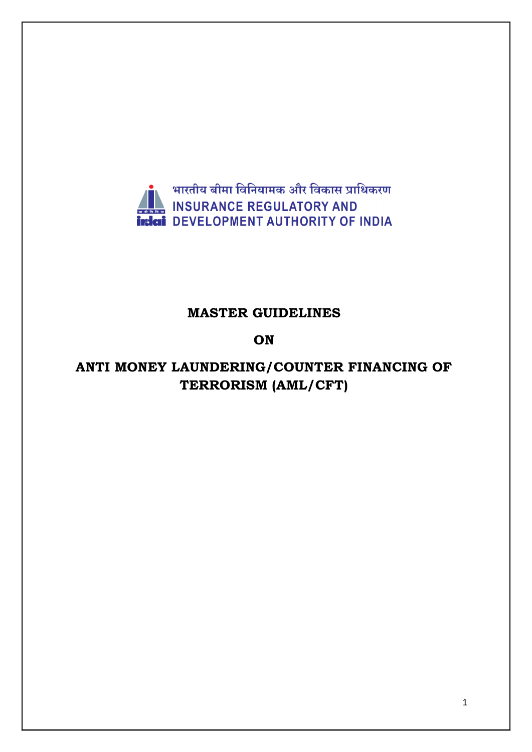भारतीय बीमा विनियामक और विकास प्राधिकरण

INSURANCE REGULATORY AND DEVELOPMENT AUTHORITY OF INDIA

# MASTER GUIDELINES

# ON

# ANTI MONEY LAUNDERING/COUNTER FINANCING OF TERRORISM (AML/CFT)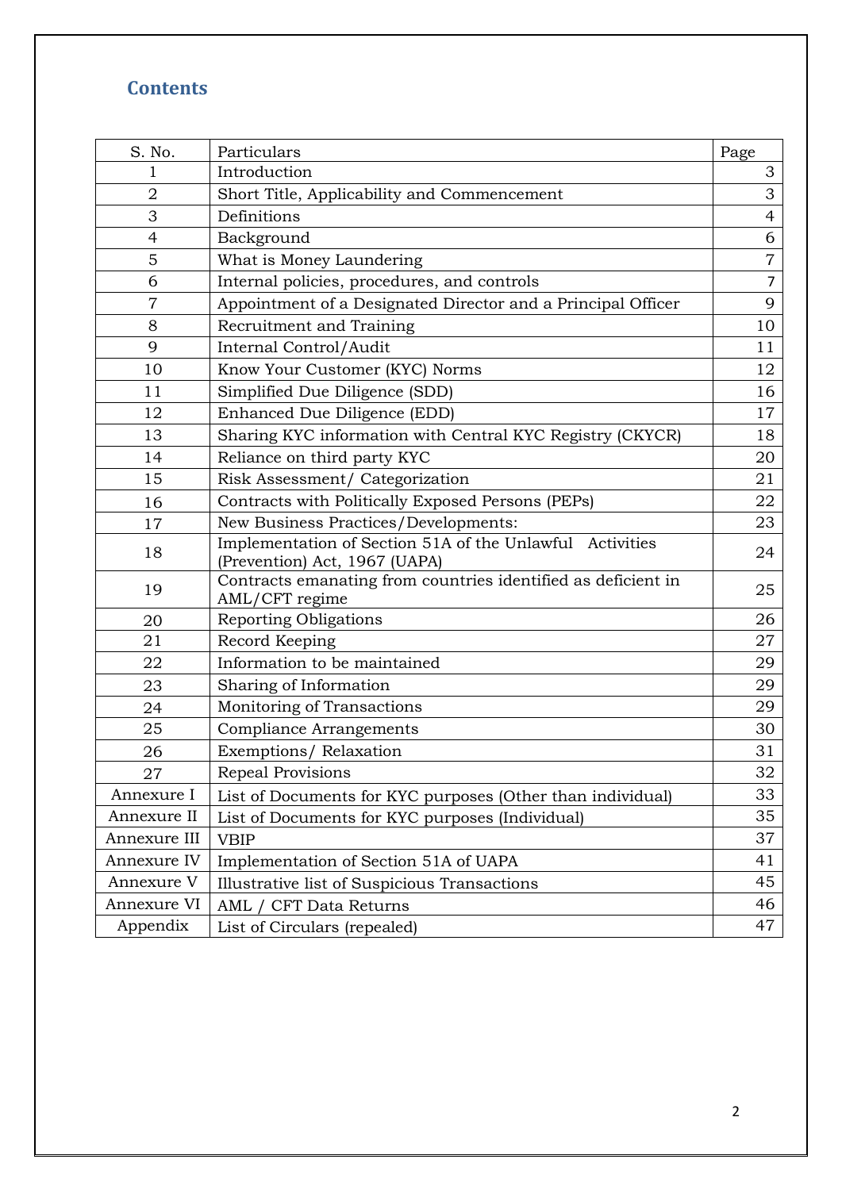## Contents

| S. No. | Particulars | Page |
|---|---|---|
| 1 | Introduction | 3 |
| 2 | Short Title, Applicability and Commencement | 3 |
| 3 | Definitions | 4 |
| 4 | Background | 6 |
| 5 | What is Money Laundering | 7 |
| 6 | Internal policies, procedures, and controls | 7 |
| 7 | Appointment of a Designated Director and a Principal Officer | 9 |
| 8 | Recruitment and Training | 10 |
| 9 | Internal Control/Audit | 11 |
| 10 | Know Your Customer (KYC) Norms | 12 |
| 11 | Simplified Due Diligence (SDD) | 16 |
| 12 | Enhanced Due Diligence (EDD) | 17 |
| 13 | Sharing KYC information with Central KYC Registry (CKYCR) | 18 |
| 14 | Reliance on third party KYC | 20 |
| 15 | Risk Assessment/ Categorization | 21 |
| 16 | Contracts with Politically Exposed Persons (PEPs) | 22 |
| 17 | New Business Practices/Developments: | 23 |
| 18 | Implementation of Section 51A of the Unlawful Activities (Prevention) Act, 1967 (UAPA) | 24 |
| 19 | Contracts emanating from countries identified as deficient in AML/CFT regime | 25 |
| 20 | Reporting Obligations | 26 |
| 21 | Record Keeping | 27 |
| 22 | Information to be maintained | 29 |
| 23 | Sharing of Information | 29 |
| 24 | Monitoring of Transactions | 29 |
| 25 | Compliance Arrangements | 30 |
| 26 | Exemptions/ Relaxation | 31 |
| 27 | Repeal Provisions | 32 |
| Annexure I | List of Documents for KYC purposes (Other than individual) | 33 |
| Annexure II | List of Documents for KYC purposes (Individual) | 35 |
| Annexure III | VBIP | 37 |
| Annexure IV | Implementation of Section 51A of UAPA | 41 |
| Annexure V | Illustrative list of Suspicious Transactions | 45 |
| Annexure VI | AML / CFT Data Returns | 46 |
| Appendix | List of Circulars (repealed) | 47 |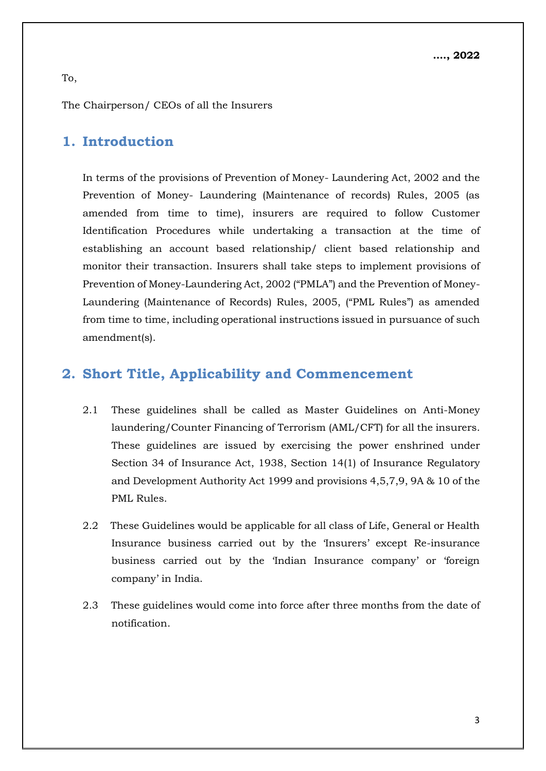**…., 2022**

To,

The Chairperson/ CEOs of all the Insurers

## 1. Introduction

In terms of the provisions of Prevention of Money- Laundering Act, 2002 and the Prevention of Money- Laundering (Maintenance of records) Rules, 2005 (as amended from time to time), insurers are required to follow Customer Identification Procedures while undertaking a transaction at the time of establishing an account based relationship/ client based relationship and monitor their transaction. Insurers shall take steps to implement provisions of Prevention of Money-Laundering Act, 2002 ("PMLA") and the Prevention of Money-Laundering (Maintenance of Records) Rules, 2005, ("PML Rules") as amended from time to time, including operational instructions issued in pursuance of such amendment(s).

## 2. Short Title, Applicability and Commencement

2.1 These guidelines shall be called as Master Guidelines on Anti-Money laundering/Counter Financing of Terrorism (AML/CFT) for all the insurers. These guidelines are issued by exercising the power enshrined under Section 34 of Insurance Act, 1938, Section 14(1) of Insurance Regulatory and Development Authority Act 1999 and provisions 4,5,7,9, 9A & 10 of the PML Rules.

2.2 These Guidelines would be applicable for all class of Life, General or Health Insurance business carried out by the 'Insurers' except Re-insurance business carried out by the 'Indian Insurance company' or 'foreign company' in India.

2.3 These guidelines would come into force after three months from the date of notification.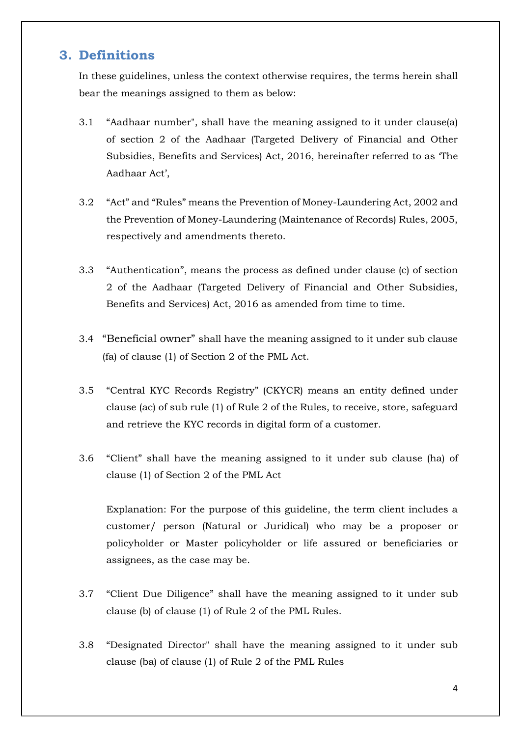## 3. Definitions

In these guidelines, unless the context otherwise requires, the terms herein shall bear the meanings assigned to them as below:

3.1 "Aadhaar number", shall have the meaning assigned to it under clause(a) of section 2 of the Aadhaar (Targeted Delivery of Financial and Other Subsidies, Benefits and Services) Act, 2016, hereinafter referred to as 'The Aadhaar Act',

3.2 "Act" and "Rules" means the Prevention of Money-Laundering Act, 2002 and the Prevention of Money-Laundering (Maintenance of Records) Rules, 2005, respectively and amendments thereto.

3.3 "Authentication", means the process as defined under clause (c) of section 2 of the Aadhaar (Targeted Delivery of Financial and Other Subsidies, Benefits and Services) Act, 2016 as amended from time to time.

3.4 "Beneficial owner" shall have the meaning assigned to it under sub clause (fa) of clause (1) of Section 2 of the PML Act.

3.5 "Central KYC Records Registry" (CKYCR) means an entity defined under clause (ac) of sub rule (1) of Rule 2 of the Rules, to receive, store, safeguard and retrieve the KYC records in digital form of a customer.

3.6 "Client" shall have the meaning assigned to it under sub clause (ha) of clause (1) of Section 2 of the PML Act

Explanation: For the purpose of this guideline, the term client includes a customer/ person (Natural or Juridical) who may be a proposer or policyholder or Master policyholder or life assured or beneficiaries or assignees, as the case may be.

3.7 "Client Due Diligence" shall have the meaning assigned to it under sub clause (b) of clause (1) of Rule 2 of the PML Rules.

3.8 "Designated Director" shall have the meaning assigned to it under sub clause (ba) of clause (1) of Rule 2 of the PML Rules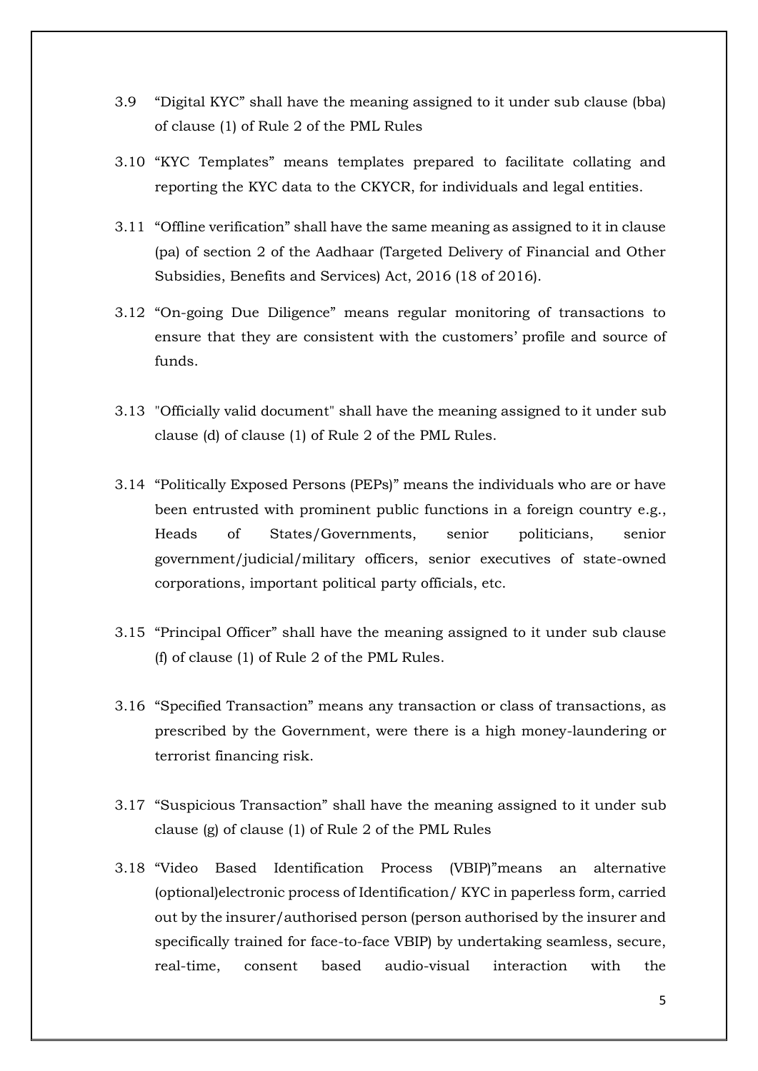3.9 “Digital KYC” shall have the meaning assigned to it under sub clause (bba) of clause (1) of Rule 2 of the PML Rules

3.10 “KYC Templates” means templates prepared to facilitate collating and reporting the KYC data to the CKYCR, for individuals and legal entities.

3.11 “Offline verification” shall have the same meaning as assigned to it in clause (pa) of section 2 of the Aadhaar (Targeted Delivery of Financial and Other Subsidies, Benefits and Services) Act, 2016 (18 of 2016).

3.12 “On-going Due Diligence” means regular monitoring of transactions to ensure that they are consistent with the customers’ profile and source of funds.

3.13 "Officially valid document" shall have the meaning assigned to it under sub clause (d) of clause (1) of Rule 2 of the PML Rules.

3.14 “Politically Exposed Persons (PEPs)” means the individuals who are or have been entrusted with prominent public functions in a foreign country e.g., Heads of States/Governments, senior politicians, senior government/judicial/military officers, senior executives of state-owned corporations, important political party officials, etc.

3.15 “Principal Officer” shall have the meaning assigned to it under sub clause (f) of clause (1) of Rule 2 of the PML Rules.

3.16 “Specified Transaction” means any transaction or class of transactions, as prescribed by the Government, were there is a high money-laundering or terrorist financing risk.

3.17 “Suspicious Transaction” shall have the meaning assigned to it under sub clause (g) of clause (1) of Rule 2 of the PML Rules

3.18 “Video Based Identification Process (VBIP)”means an alternative (optional)electronic process of Identification/ KYC in paperless form, carried out by the insurer/authorised person (person authorised by the insurer and specifically trained for face-to-face VBIP) by undertaking seamless, secure, real-time, consent based audio-visual interaction with the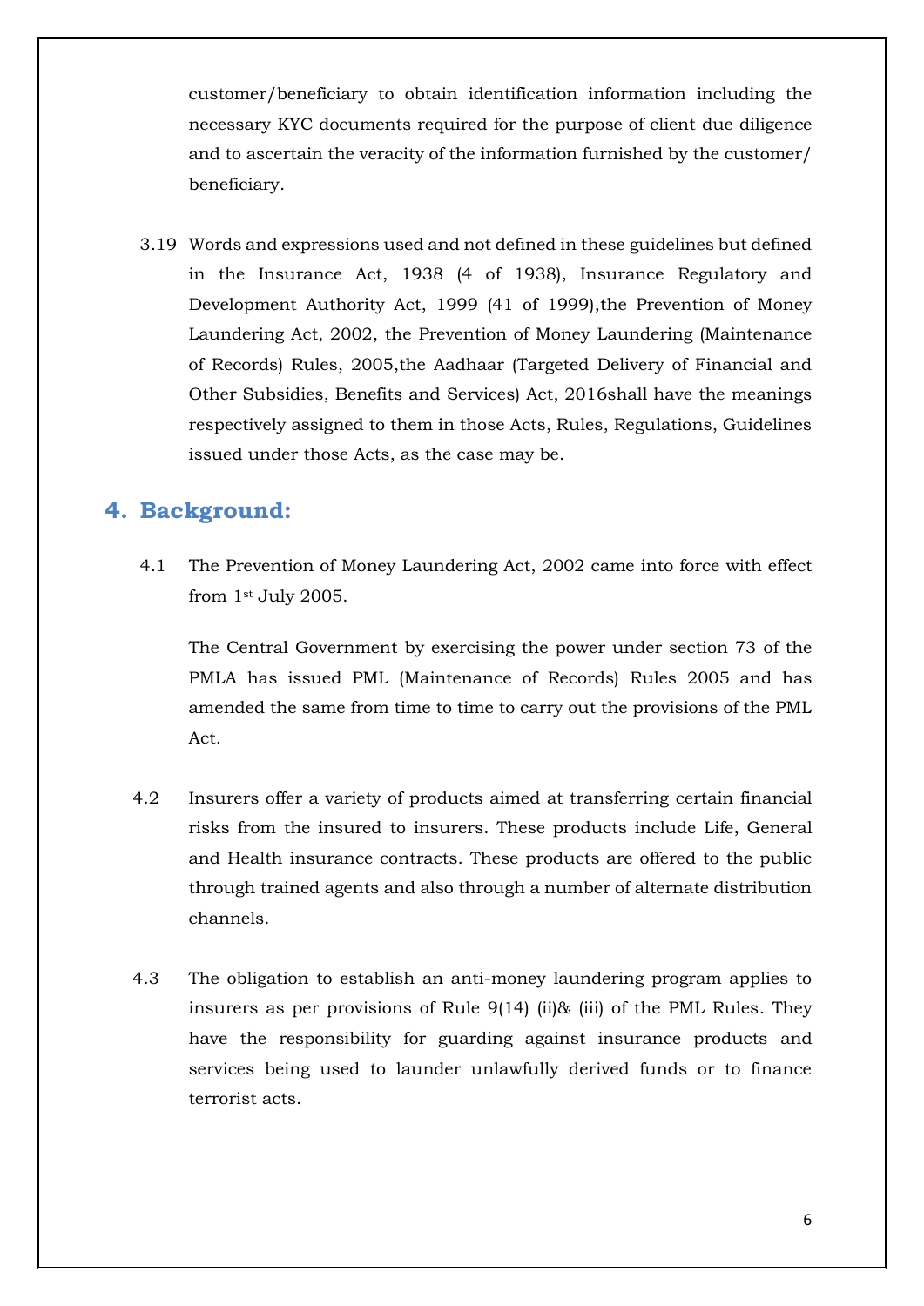customer/beneficiary to obtain identification information including the necessary KYC documents required for the purpose of client due diligence and to ascertain the veracity of the information furnished by the customer/ beneficiary.

3.19 Words and expressions used and not defined in these guidelines but defined in the Insurance Act, 1938 (4 of 1938), Insurance Regulatory and Development Authority Act, 1999 (41 of 1999),the Prevention of Money Laundering Act, 2002, the Prevention of Money Laundering (Maintenance of Records) Rules, 2005,the Aadhaar (Targeted Delivery of Financial and Other Subsidies, Benefits and Services) Act, 2016shall have the meanings respectively assigned to them in those Acts, Rules, Regulations, Guidelines issued under those Acts, as the case may be.

## 4. Background:

4.1 The Prevention of Money Laundering Act, 2002 came into force with effect from 1st July 2005.

The Central Government by exercising the power under section 73 of the PMLA has issued PML (Maintenance of Records) Rules 2005 and has amended the same from time to time to carry out the provisions of the PML Act.

4.2 Insurers offer a variety of products aimed at transferring certain financial risks from the insured to insurers. These products include Life, General and Health insurance contracts. These products are offered to the public through trained agents and also through a number of alternate distribution channels.

4.3 The obligation to establish an anti-money laundering program applies to insurers as per provisions of Rule 9(14) (ii)& (iii) of the PML Rules. They have the responsibility for guarding against insurance products and services being used to launder unlawfully derived funds or to finance terrorist acts.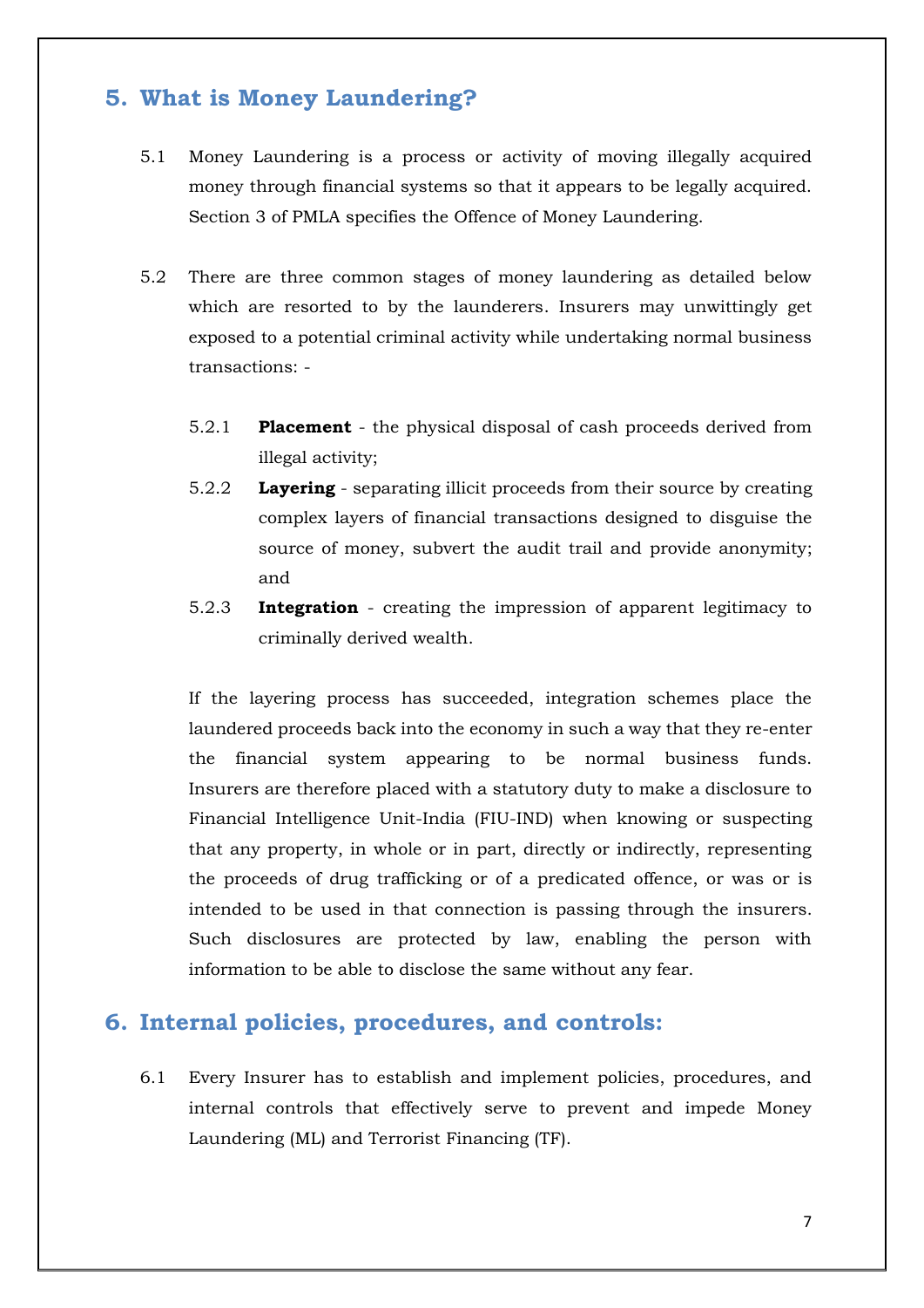## 5. What is Money Laundering?

5.1 Money Laundering is a process or activity of moving illegally acquired money through financial systems so that it appears to be legally acquired. Section 3 of PMLA specifies the Offence of Money Laundering.

5.2 There are three common stages of money laundering as detailed below which are resorted to by the launderers. Insurers may unwittingly get exposed to a potential criminal activity while undertaking normal business transactions: -

5.2.1 **Placement** - the physical disposal of cash proceeds derived from illegal activity;

5.2.2 **Layering** - separating illicit proceeds from their source by creating complex layers of financial transactions designed to disguise the source of money, subvert the audit trail and provide anonymity; and

5.2.3 **Integration** - creating the impression of apparent legitimacy to criminally derived wealth.

If the layering process has succeeded, integration schemes place the laundered proceeds back into the economy in such a way that they re-enter the financial system appearing to be normal business funds. Insurers are therefore placed with a statutory duty to make a disclosure to Financial Intelligence Unit-India (FIU-IND) when knowing or suspecting that any property, in whole or in part, directly or indirectly, representing the proceeds of drug trafficking or of a predicated offence, or was or is intended to be used in that connection is passing through the insurers. Such disclosures are protected by law, enabling the person with information to be able to disclose the same without any fear.

## 6. Internal policies, procedures, and controls:

6.1 Every Insurer has to establish and implement policies, procedures, and internal controls that effectively serve to prevent and impede Money Laundering (ML) and Terrorist Financing (TF).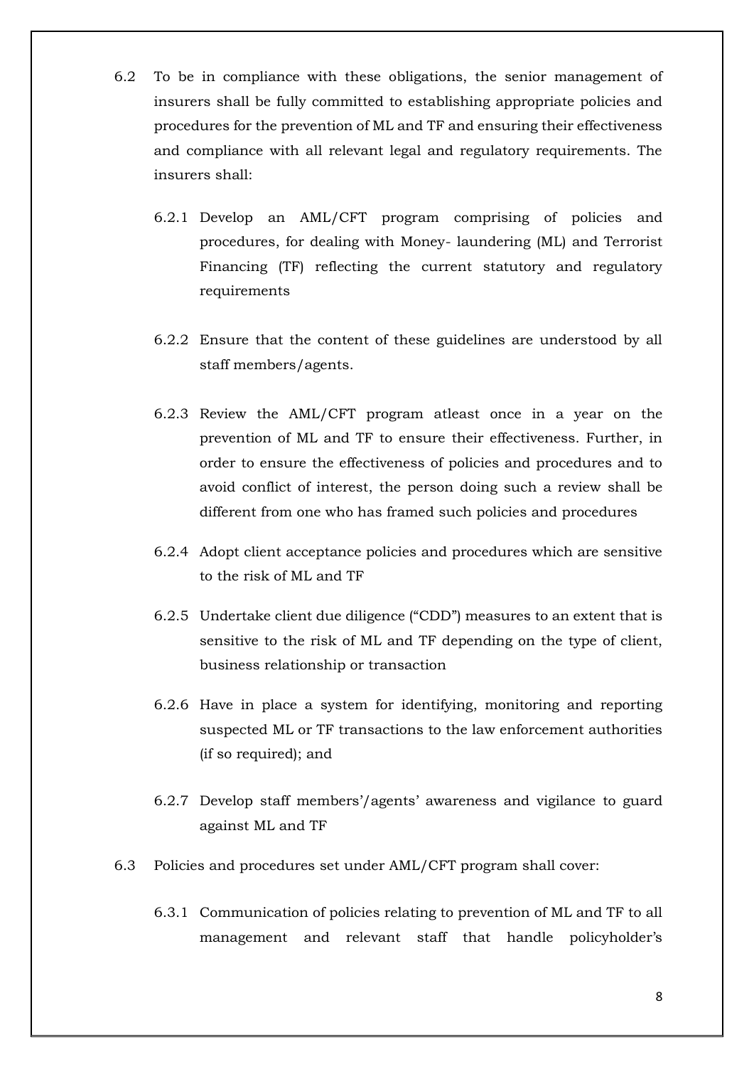6.2 To be in compliance with these obligations, the senior management of insurers shall be fully committed to establishing appropriate policies and procedures for the prevention of ML and TF and ensuring their effectiveness and compliance with all relevant legal and regulatory requirements. The insurers shall:

6.2.1 Develop an AML/CFT program comprising of policies and procedures, for dealing with Money- laundering (ML) and Terrorist Financing (TF) reflecting the current statutory and regulatory requirements

6.2.2 Ensure that the content of these guidelines are understood by all staff members/agents.

6.2.3 Review the AML/CFT program atleast once in a year on the prevention of ML and TF to ensure their effectiveness. Further, in order to ensure the effectiveness of policies and procedures and to avoid conflict of interest, the person doing such a review shall be different from one who has framed such policies and procedures

6.2.4 Adopt client acceptance policies and procedures which are sensitive to the risk of ML and TF

6.2.5 Undertake client due diligence ("CDD") measures to an extent that is sensitive to the risk of ML and TF depending on the type of client, business relationship or transaction

6.2.6 Have in place a system for identifying, monitoring and reporting suspected ML or TF transactions to the law enforcement authorities (if so required); and

6.2.7 Develop staff members'/agents' awareness and vigilance to guard against ML and TF

6.3 Policies and procedures set under AML/CFT program shall cover:

6.3.1 Communication of policies relating to prevention of ML and TF to all management and relevant staff that handle policyholder's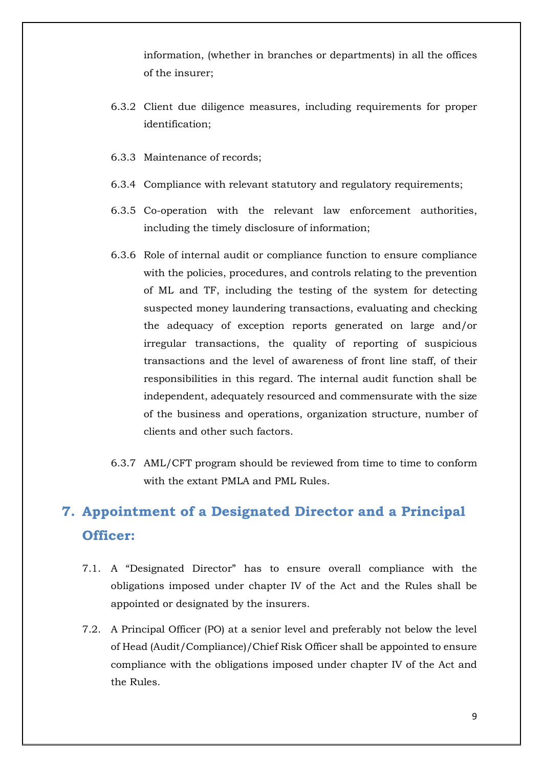information, (whether in branches or departments) in all the offices of the insurer;

6.3.2 Client due diligence measures, including requirements for proper identification;

6.3.3 Maintenance of records;

6.3.4 Compliance with relevant statutory and regulatory requirements;

6.3.5 Co-operation with the relevant law enforcement authorities, including the timely disclosure of information;

6.3.6 Role of internal audit or compliance function to ensure compliance with the policies, procedures, and controls relating to the prevention of ML and TF, including the testing of the system for detecting suspected money laundering transactions, evaluating and checking the adequacy of exception reports generated on large and/or irregular transactions, the quality of reporting of suspicious transactions and the level of awareness of front line staff, of their responsibilities in this regard. The internal audit function shall be independent, adequately resourced and commensurate with the size of the business and operations, organization structure, number of clients and other such factors.

6.3.7 AML/CFT program should be reviewed from time to time to conform with the extant PMLA and PML Rules.

## 7. Appointment of a Designated Director and a Principal Officer:

7.1. A "Designated Director" has to ensure overall compliance with the obligations imposed under chapter IV of the Act and the Rules shall be appointed or designated by the insurers.

7.2. A Principal Officer (PO) at a senior level and preferably not below the level of Head (Audit/Compliance)/Chief Risk Officer shall be appointed to ensure compliance with the obligations imposed under chapter IV of the Act and the Rules.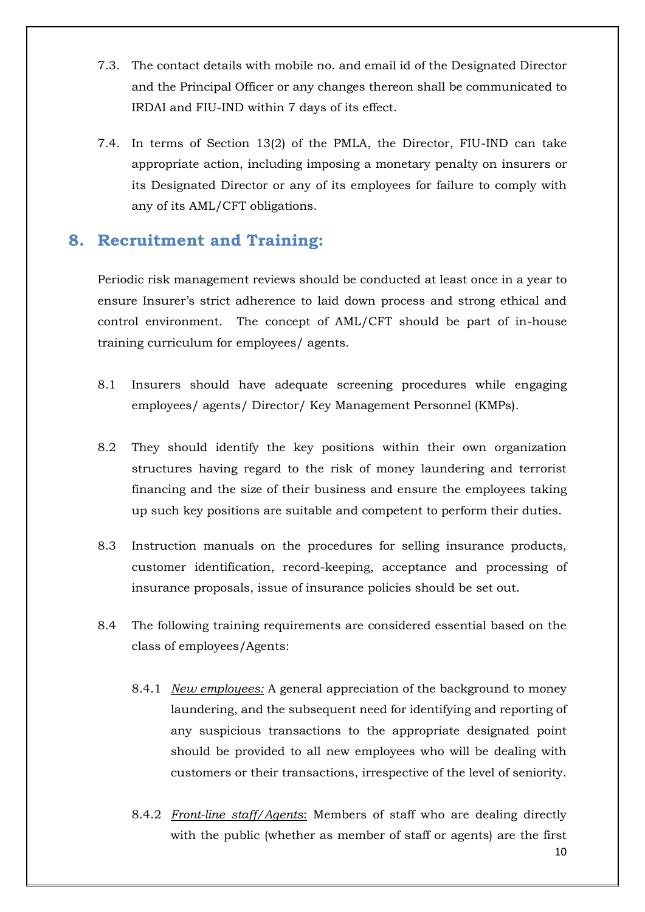7.3. The contact details with mobile no. and email id of the Designated Director and the Principal Officer or any changes thereon shall be communicated to IRDAI and FIU-IND within 7 days of its effect.

7.4. In terms of Section 13(2) of the PMLA, the Director, FIU-IND can take appropriate action, including imposing a monetary penalty on insurers or its Designated Director or any of its employees for failure to comply with any of its AML/CFT obligations.

## 8. Recruitment and Training:

Periodic risk management reviews should be conducted at least once in a year to ensure Insurer's strict adherence to laid down process and strong ethical and control environment. The concept of AML/CFT should be part of in-house training curriculum for employees/ agents.

8.1 Insurers should have adequate screening procedures while engaging employees/ agents/ Director/ Key Management Personnel (KMPs).

8.2 They should identify the key positions within their own organization structures having regard to the risk of money laundering and terrorist financing and the size of their business and ensure the employees taking up such key positions are suitable and competent to perform their duties.

8.3 Instruction manuals on the procedures for selling insurance products, customer identification, record-keeping, acceptance and processing of insurance proposals, issue of insurance policies should be set out.

8.4 The following training requirements are considered essential based on the class of employees/Agents:

8.4.1 *New employees:* A general appreciation of the background to money laundering, and the subsequent need for identifying and reporting of any suspicious transactions to the appropriate designated point should be provided to all new employees who will be dealing with customers or their transactions, irrespective of the level of seniority.

8.4.2 *Front-line staff/Agents*: Members of staff who are dealing directly with the public (whether as member of staff or agents) are the first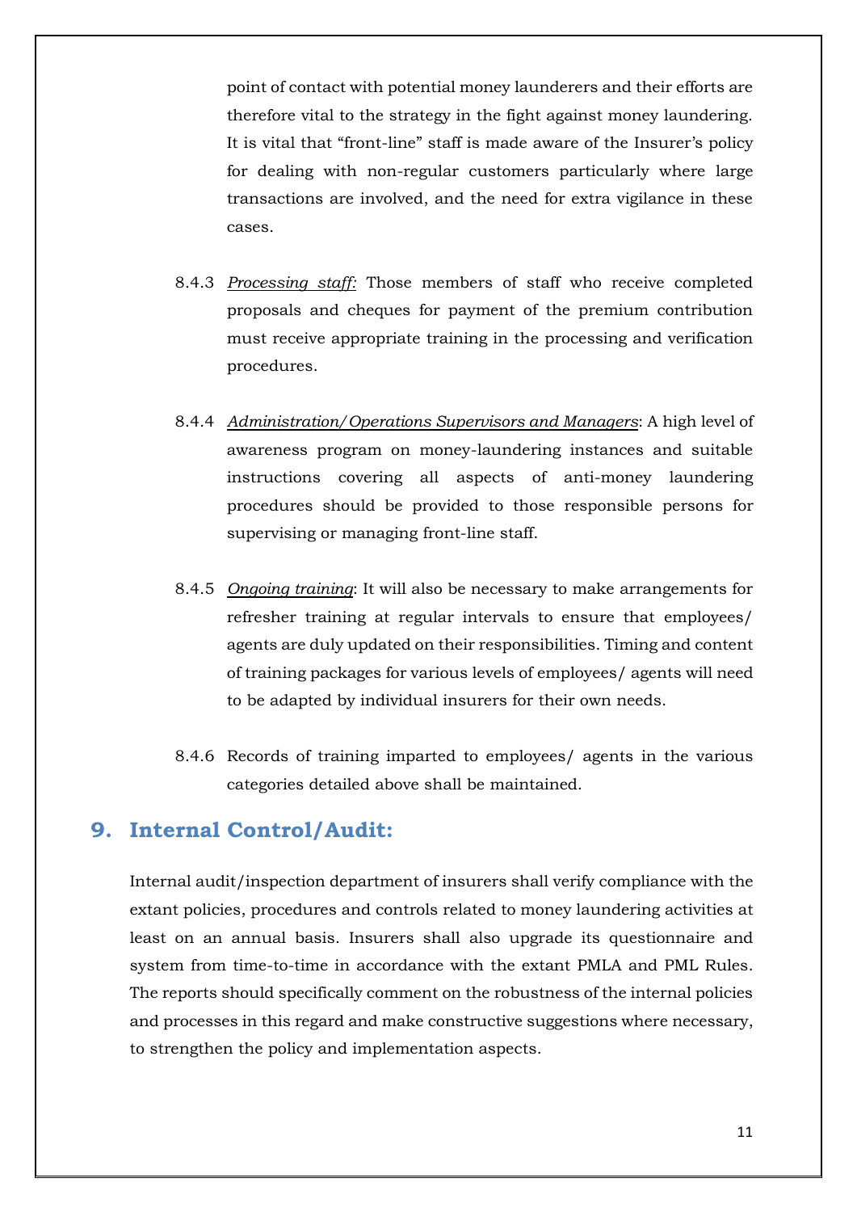point of contact with potential money launderers and their efforts are therefore vital to the strategy in the fight against money laundering. It is vital that "front-line" staff is made aware of the Insurer's policy for dealing with non-regular customers particularly where large transactions are involved, and the need for extra vigilance in these cases.

8.4.3 *Processing staff:* Those members of staff who receive completed proposals and cheques for payment of the premium contribution must receive appropriate training in the processing and verification procedures.

8.4.4 *Administration/Operations Supervisors and Managers*: A high level of awareness program on money-laundering instances and suitable instructions covering all aspects of anti-money laundering procedures should be provided to those responsible persons for supervising or managing front-line staff.

8.4.5 *Ongoing training*: It will also be necessary to make arrangements for refresher training at regular intervals to ensure that employees/ agents are duly updated on their responsibilities. Timing and content of training packages for various levels of employees/ agents will need to be adapted by individual insurers for their own needs.

8.4.6 Records of training imparted to employees/ agents in the various categories detailed above shall be maintained.

## 9. Internal Control/Audit:

Internal audit/inspection department of insurers shall verify compliance with the extant policies, procedures and controls related to money laundering activities at least on an annual basis. Insurers shall also upgrade its questionnaire and system from time-to-time in accordance with the extant PMLA and PML Rules. The reports should specifically comment on the robustness of the internal policies and processes in this regard and make constructive suggestions where necessary, to strengthen the policy and implementation aspects.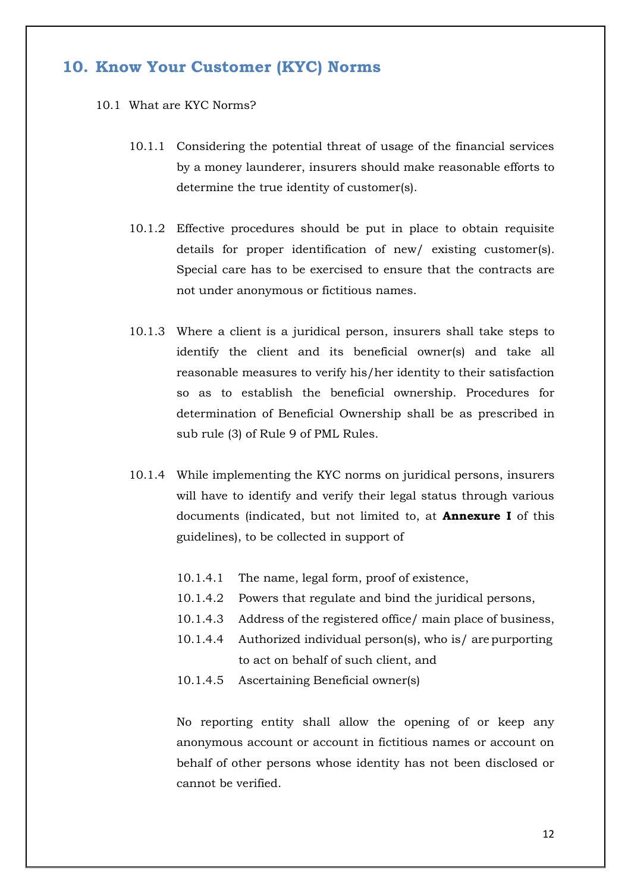# 10. Know Your Customer (KYC) Norms

10.1 What are KYC Norms?

10.1.1 Considering the potential threat of usage of the financial services by a money launderer, insurers should make reasonable efforts to determine the true identity of customer(s).

10.1.2 Effective procedures should be put in place to obtain requisite details for proper identification of new/ existing customer(s). Special care has to be exercised to ensure that the contracts are not under anonymous or fictitious names.

10.1.3 Where a client is a juridical person, insurers shall take steps to identify the client and its beneficial owner(s) and take all reasonable measures to verify his/her identity to their satisfaction so as to establish the beneficial ownership. Procedures for determination of Beneficial Ownership shall be as prescribed in sub rule (3) of Rule 9 of PML Rules.

10.1.4 While implementing the KYC norms on juridical persons, insurers will have to identify and verify their legal status through various documents (indicated, but not limited to, at **Annexure I** of this guidelines), to be collected in support of

10.1.4.1 The name, legal form, proof of existence,

10.1.4.2 Powers that regulate and bind the juridical persons,

10.1.4.3 Address of the registered office/ main place of business,

10.1.4.4 Authorized individual person(s), who is/ are purporting to act on behalf of such client, and

10.1.4.5 Ascertaining Beneficial owner(s)

No reporting entity shall allow the opening of or keep any anonymous account or account in fictitious names or account on behalf of other persons whose identity has not been disclosed or cannot be verified.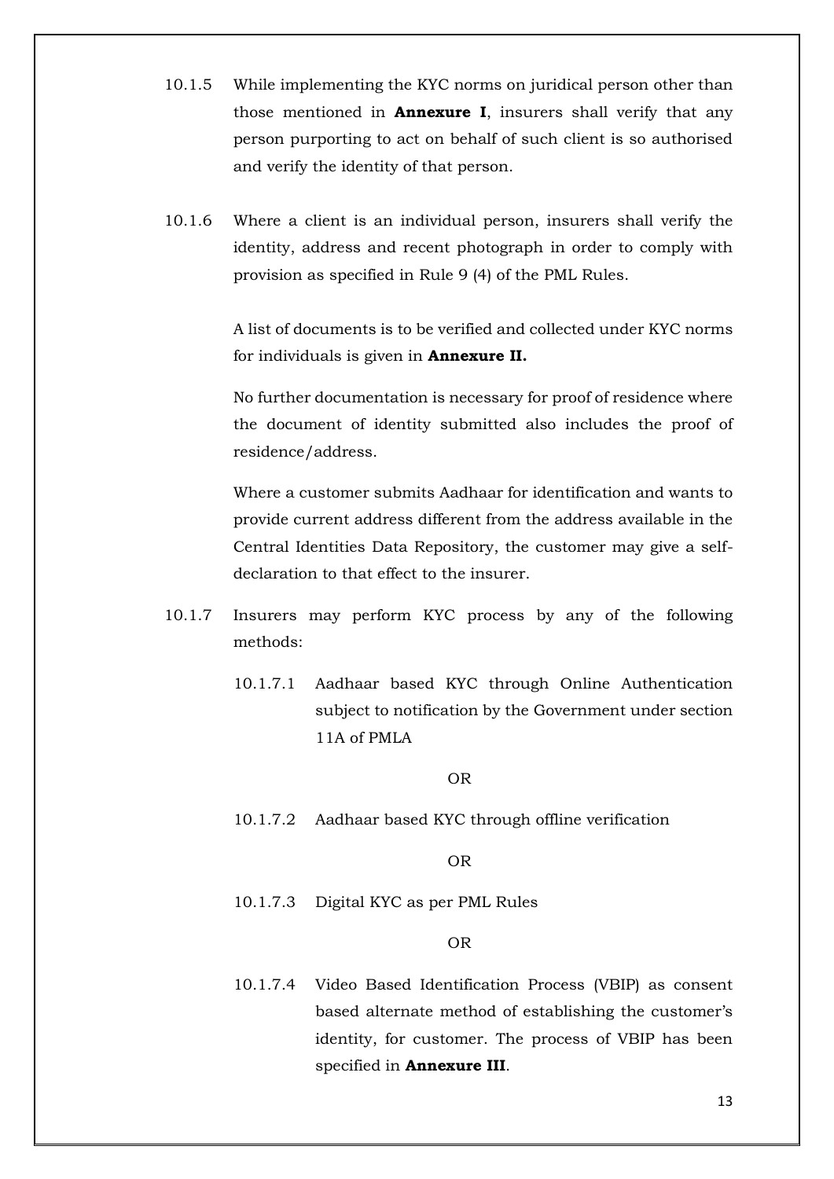10.1.5 While implementing the KYC norms on juridical person other than those mentioned in **Annexure I**, insurers shall verify that any person purporting to act on behalf of such client is so authorised and verify the identity of that person.

10.1.6 Where a client is an individual person, insurers shall verify the identity, address and recent photograph in order to comply with provision as specified in Rule 9 (4) of the PML Rules.

A list of documents is to be verified and collected under KYC norms for individuals is given in **Annexure II.**

No further documentation is necessary for proof of residence where the document of identity submitted also includes the proof of residence/address.

Where a customer submits Aadhaar for identification and wants to provide current address different from the address available in the Central Identities Data Repository, the customer may give a self-declaration to that effect to the insurer.

10.1.7 Insurers may perform KYC process by any of the following methods:

10.1.7.1 Aadhaar based KYC through Online Authentication subject to notification by the Government under section 11A of PMLA

OR

10.1.7.2 Aadhaar based KYC through offline verification

OR

10.1.7.3 Digital KYC as per PML Rules

OR

10.1.7.4 Video Based Identification Process (VBIP) as consent based alternate method of establishing the customer's identity, for customer. The process of VBIP has been specified in **Annexure III**.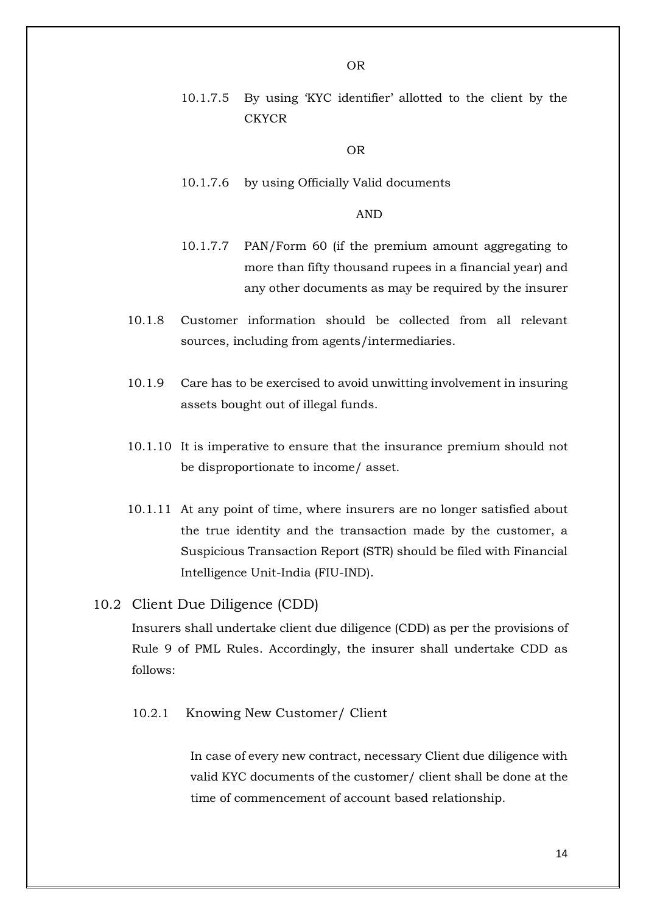OR

10.1.7.5 By using 'KYC identifier' allotted to the client by the CKYCR

OR

10.1.7.6 by using Officially Valid documents

AND

10.1.7.7 PAN/Form 60 (if the premium amount aggregating to more than fifty thousand rupees in a financial year) and any other documents as may be required by the insurer

10.1.8 Customer information should be collected from all relevant sources, including from agents/intermediaries.

10.1.9 Care has to be exercised to avoid unwitting involvement in insuring assets bought out of illegal funds.

10.1.10 It is imperative to ensure that the insurance premium should not be disproportionate to income/ asset.

10.1.11 At any point of time, where insurers are no longer satisfied about the true identity and the transaction made by the customer, a Suspicious Transaction Report (STR) should be filed with Financial Intelligence Unit-India (FIU-IND).

## 10.2 Client Due Diligence (CDD)

Insurers shall undertake client due diligence (CDD) as per the provisions of Rule 9 of PML Rules. Accordingly, the insurer shall undertake CDD as follows:

### 10.2.1 Knowing New Customer/ Client

In case of every new contract, necessary Client due diligence with valid KYC documents of the customer/ client shall be done at the time of commencement of account based relationship.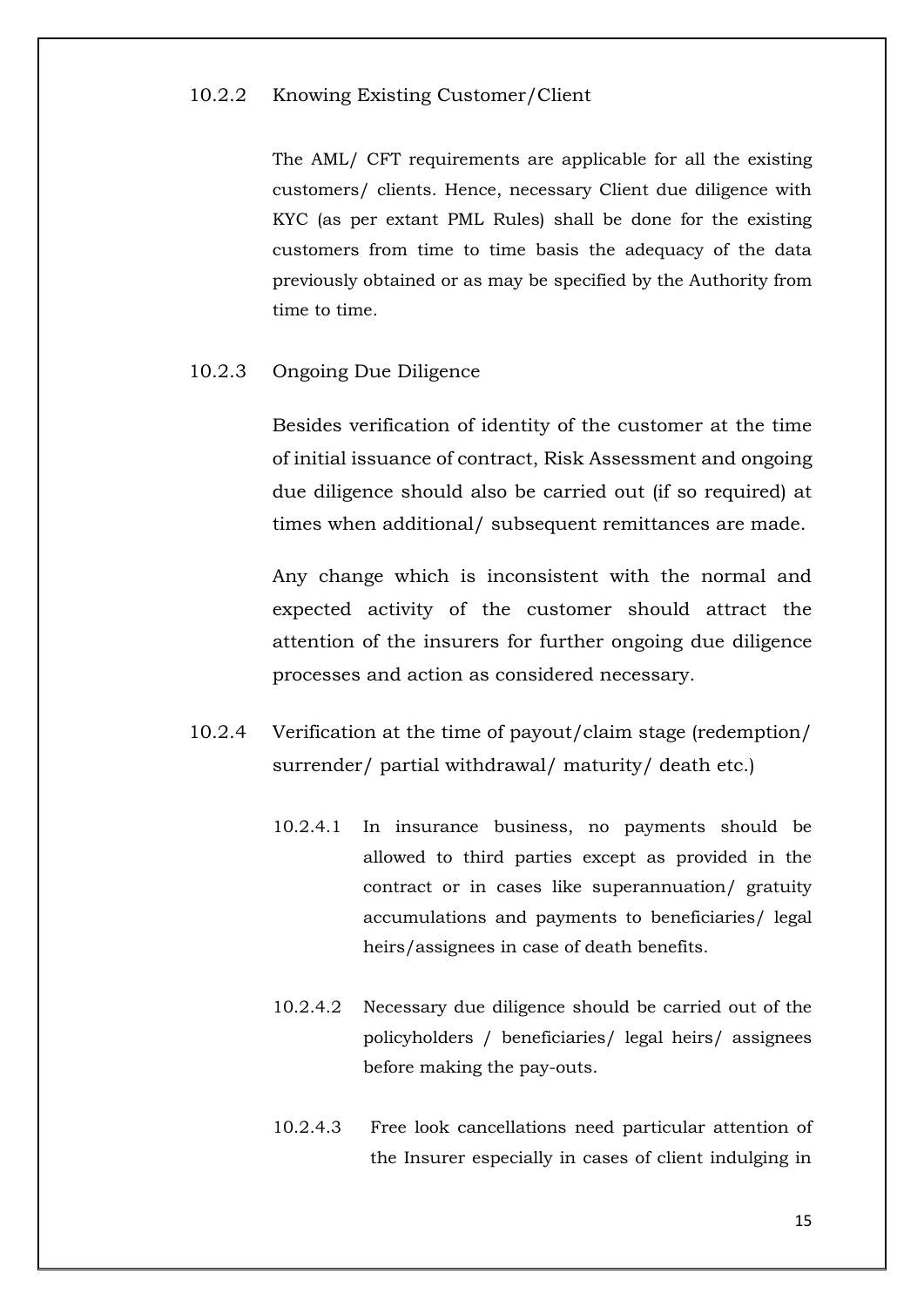### 10.2.2 Knowing Existing Customer/Client

The AML/ CFT requirements are applicable for all the existing customers/ clients. Hence, necessary Client due diligence with KYC (as per extant PML Rules) shall be done for the existing customers from time to time basis the adequacy of the data previously obtained or as may be specified by the Authority from time to time.

### 10.2.3 Ongoing Due Diligence

Besides verification of identity of the customer at the time of initial issuance of contract, Risk Assessment and ongoing due diligence should also be carried out (if so required) at times when additional/ subsequent remittances are made.

Any change which is inconsistent with the normal and expected activity of the customer should attract the attention of the insurers for further ongoing due diligence processes and action as considered necessary.

### 10.2.4 Verification at the time of payout/claim stage (redemption/ surrender/ partial withdrawal/ maturity/ death etc.)

10.2.4.1 In insurance business, no payments should be allowed to third parties except as provided in the contract or in cases like superannuation/ gratuity accumulations and payments to beneficiaries/ legal heirs/assignees in case of death benefits.

10.2.4.2 Necessary due diligence should be carried out of the policyholders / beneficiaries/ legal heirs/ assignees before making the pay-outs.

10.2.4.3 Free look cancellations need particular attention of the Insurer especially in cases of client indulging in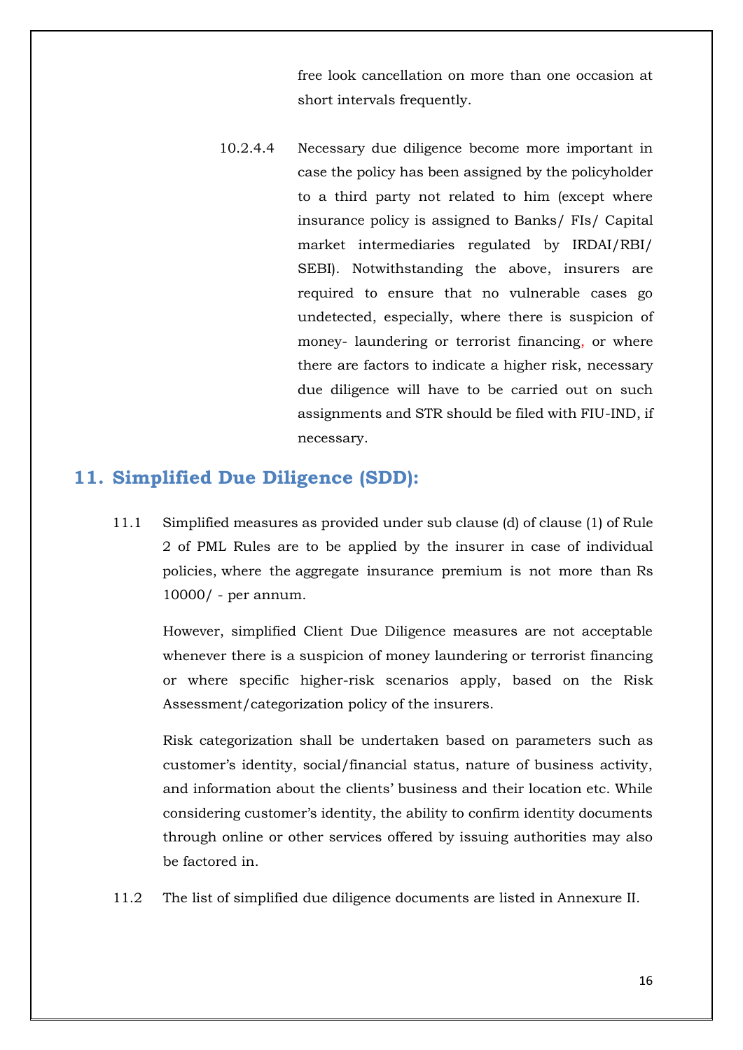free look cancellation on more than one occasion at short intervals frequently.

10.2.4.4 Necessary due diligence become more important in case the policy has been assigned by the policyholder to a third party not related to him (except where insurance policy is assigned to Banks/ FIs/ Capital market intermediaries regulated by IRDAI/RBI/ SEBI). Notwithstanding the above, insurers are required to ensure that no vulnerable cases go undetected, especially, where there is suspicion of money- laundering or terrorist financing, or where there are factors to indicate a higher risk, necessary due diligence will have to be carried out on such assignments and STR should be filed with FIU-IND, if necessary.

## 11. Simplified Due Diligence (SDD):

11.1 Simplified measures as provided under sub clause (d) of clause (1) of Rule 2 of PML Rules are to be applied by the insurer in case of individual policies, where the aggregate insurance premium is not more than Rs 10000/ - per annum.

However, simplified Client Due Diligence measures are not acceptable whenever there is a suspicion of money laundering or terrorist financing or where specific higher-risk scenarios apply, based on the Risk Assessment/categorization policy of the insurers.

Risk categorization shall be undertaken based on parameters such as customer's identity, social/financial status, nature of business activity, and information about the clients' business and their location etc. While considering customer's identity, the ability to confirm identity documents through online or other services offered by issuing authorities may also be factored in.

11.2 The list of simplified due diligence documents are listed in Annexure II.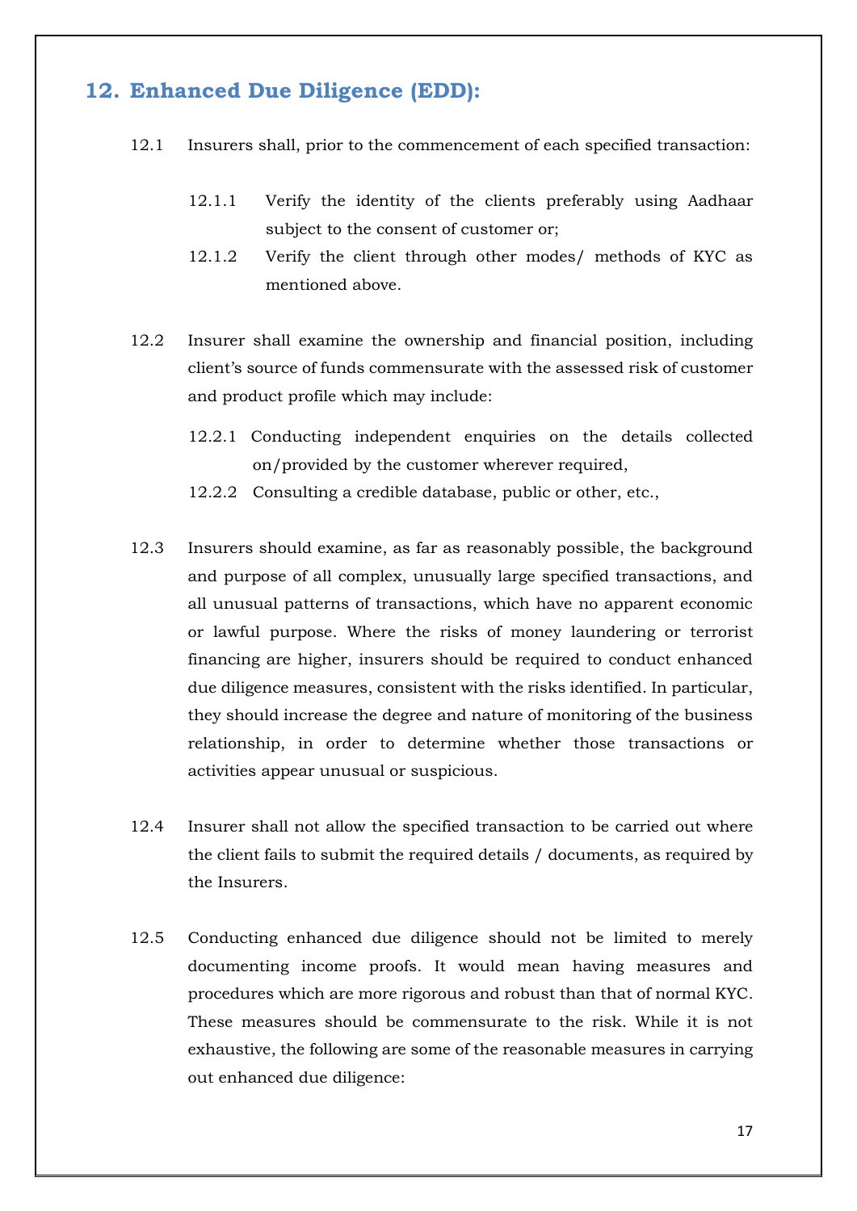## 12. Enhanced Due Diligence (EDD):

12.1 Insurers shall, prior to the commencement of each specified transaction:

- 12.1.1 Verify the identity of the clients preferably using Aadhaar subject to the consent of customer or;
- 12.1.2 Verify the client through other modes/ methods of KYC as mentioned above.

12.2 Insurer shall examine the ownership and financial position, including client's source of funds commensurate with the assessed risk of customer and product profile which may include:

- 12.2.1 Conducting independent enquiries on the details collected on/provided by the customer wherever required,
- 12.2.2 Consulting a credible database, public or other, etc.,

12.3 Insurers should examine, as far as reasonably possible, the background and purpose of all complex, unusually large specified transactions, and all unusual patterns of transactions, which have no apparent economic or lawful purpose. Where the risks of money laundering or terrorist financing are higher, insurers should be required to conduct enhanced due diligence measures, consistent with the risks identified. In particular, they should increase the degree and nature of monitoring of the business relationship, in order to determine whether those transactions or activities appear unusual or suspicious.

12.4 Insurer shall not allow the specified transaction to be carried out where the client fails to submit the required details / documents, as required by the Insurers.

12.5 Conducting enhanced due diligence should not be limited to merely documenting income proofs. It would mean having measures and procedures which are more rigorous and robust than that of normal KYC. These measures should be commensurate to the risk. While it is not exhaustive, the following are some of the reasonable measures in carrying out enhanced due diligence: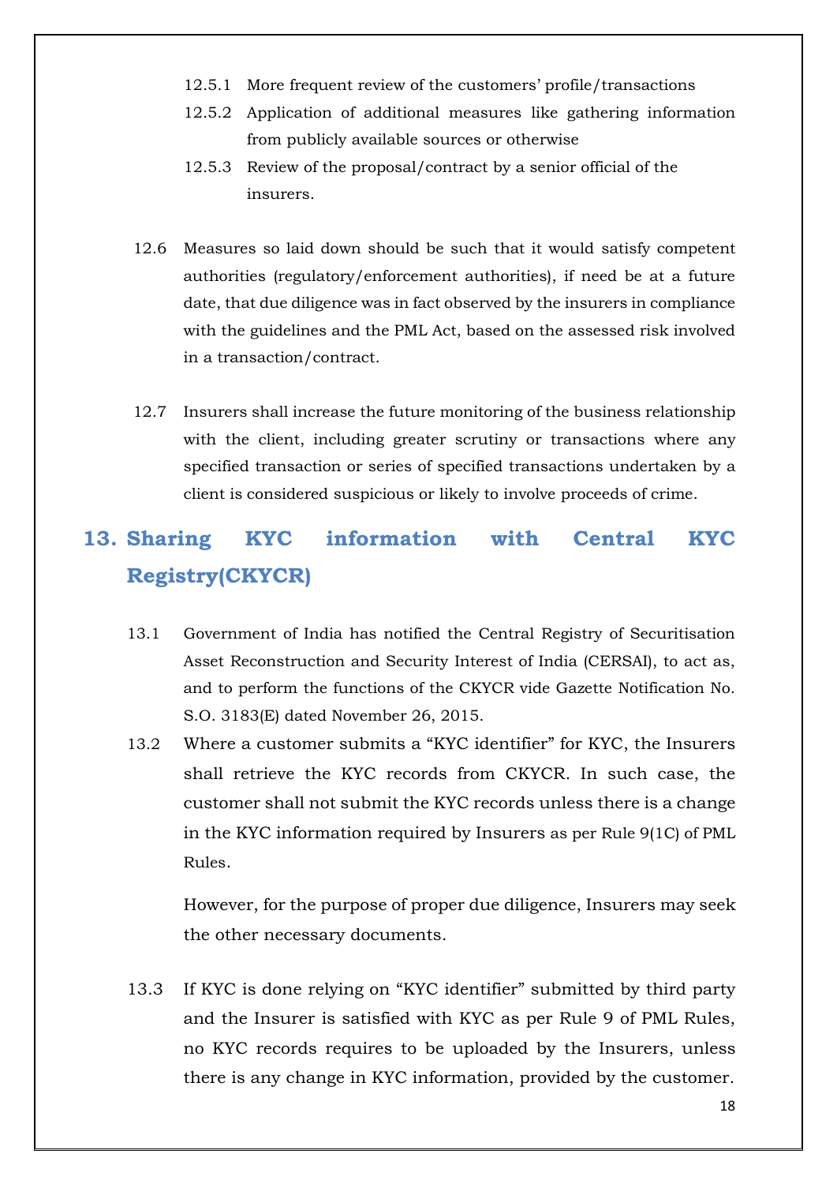12.5.1 More frequent review of the customers' profile/transactions

12.5.2 Application of additional measures like gathering information from publicly available sources or otherwise

12.5.3 Review of the proposal/contract by a senior official of the insurers.

12.6 Measures so laid down should be such that it would satisfy competent authorities (regulatory/enforcement authorities), if need be at a future date, that due diligence was in fact observed by the insurers in compliance with the guidelines and the PML Act, based on the assessed risk involved in a transaction/contract.

12.7 Insurers shall increase the future monitoring of the business relationship with the client, including greater scrutiny or transactions where any specified transaction or series of specified transactions undertaken by a client is considered suspicious or likely to involve proceeds of crime.

## 13. Sharing KYC information with Central KYC Registry(CKYCR)

13.1 Government of India has notified the Central Registry of Securitisation Asset Reconstruction and Security Interest of India (CERSAI), to act as, and to perform the functions of the CKYCR vide Gazette Notification No. S.O. 3183(E) dated November 26, 2015.

13.2 Where a customer submits a "KYC identifier" for KYC, the Insurers shall retrieve the KYC records from CKYCR. In such case, the customer shall not submit the KYC records unless there is a change in the KYC information required by Insurers as per Rule 9(1C) of PML Rules.

However, for the purpose of proper due diligence, Insurers may seek the other necessary documents.

13.3 If KYC is done relying on "KYC identifier" submitted by third party and the Insurer is satisfied with KYC as per Rule 9 of PML Rules, no KYC records requires to be uploaded by the Insurers, unless there is any change in KYC information, provided by the customer.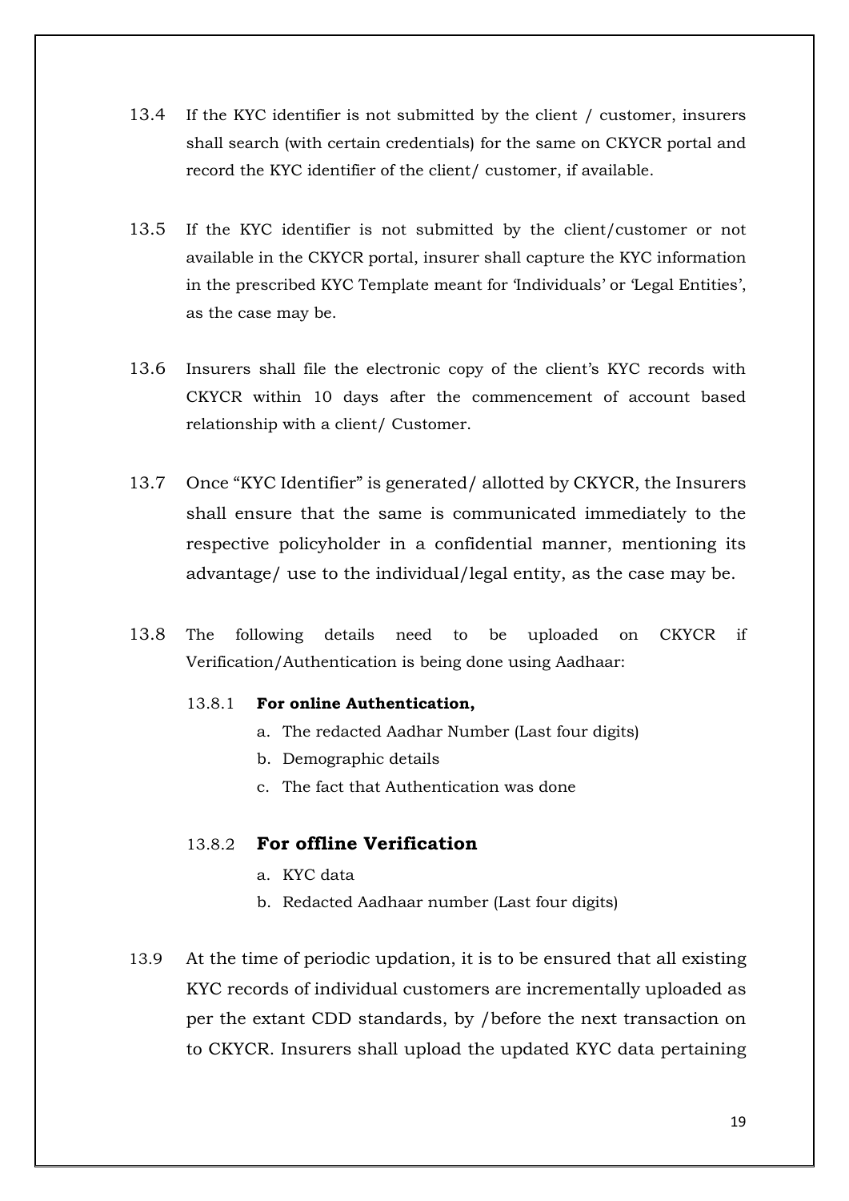13.4 If the KYC identifier is not submitted by the client / customer, insurers shall search (with certain credentials) for the same on CKYCR portal and record the KYC identifier of the client/ customer, if available.

13.5 If the KYC identifier is not submitted by the client/customer or not available in the CKYCR portal, insurer shall capture the KYC information in the prescribed KYC Template meant for 'Individuals' or 'Legal Entities', as the case may be.

13.6 Insurers shall file the electronic copy of the client's KYC records with CKYCR within 10 days after the commencement of account based relationship with a client/ Customer.

13.7 Once "KYC Identifier" is generated/ allotted by CKYCR, the Insurers shall ensure that the same is communicated immediately to the respective policyholder in a confidential manner, mentioning its advantage/ use to the individual/legal entity, as the case may be.

13.8 The following details need to be uploaded on CKYCR if Verification/Authentication is being done using Aadhaar:

13.8.1 **For online Authentication,**

a. The redacted Aadhar Number (Last four digits)
b. Demographic details
c. The fact that Authentication was done

13.8.2 **For offline Verification**

a. KYC data
b. Redacted Aadhaar number (Last four digits)

13.9 At the time of periodic updation, it is to be ensured that all existing KYC records of individual customers are incrementally uploaded as per the extant CDD standards, by /before the next transaction on to CKYCR. Insurers shall upload the updated KYC data pertaining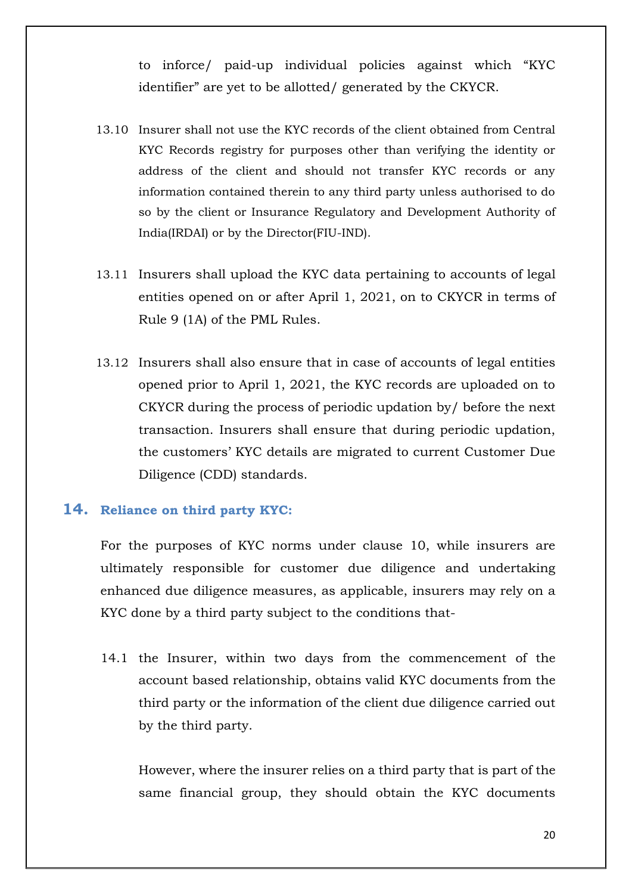to inforce/ paid-up individual policies against which "KYC identifier" are yet to be allotted/ generated by the CKYCR.

13.10 Insurer shall not use the KYC records of the client obtained from Central KYC Records registry for purposes other than verifying the identity or address of the client and should not transfer KYC records or any information contained therein to any third party unless authorised to do so by the client or Insurance Regulatory and Development Authority of India(IRDAI) or by the Director(FIU-IND).

13.11 Insurers shall upload the KYC data pertaining to accounts of legal entities opened on or after April 1, 2021, on to CKYCR in terms of Rule 9 (1A) of the PML Rules.

13.12 Insurers shall also ensure that in case of accounts of legal entities opened prior to April 1, 2021, the KYC records are uploaded on to CKYCR during the process of periodic updation by/ before the next transaction. Insurers shall ensure that during periodic updation, the customers' KYC details are migrated to current Customer Due Diligence (CDD) standards.

## 14. Reliance on third party KYC:

For the purposes of KYC norms under clause 10, while insurers are ultimately responsible for customer due diligence and undertaking enhanced due diligence measures, as applicable, insurers may rely on a KYC done by a third party subject to the conditions that-

14.1 the Insurer, within two days from the commencement of the account based relationship, obtains valid KYC documents from the third party or the information of the client due diligence carried out by the third party.

However, where the insurer relies on a third party that is part of the same financial group, they should obtain the KYC documents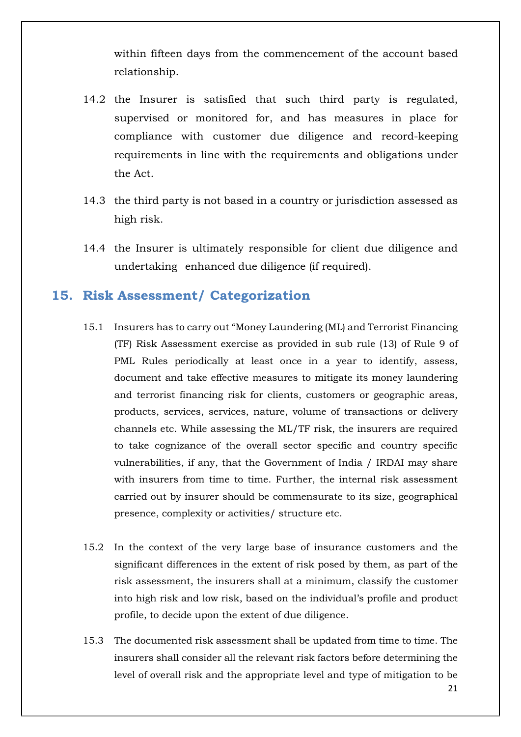within fifteen days from the commencement of the account based relationship.

14.2 the Insurer is satisfied that such third party is regulated, supervised or monitored for, and has measures in place for compliance with customer due diligence and record-keeping requirements in line with the requirements and obligations under the Act.

14.3 the third party is not based in a country or jurisdiction assessed as high risk.

14.4 the Insurer is ultimately responsible for client due diligence and undertaking enhanced due diligence (if required).

## 15. Risk Assessment/ Categorization

15.1 Insurers has to carry out "Money Laundering (ML) and Terrorist Financing (TF) Risk Assessment exercise as provided in sub rule (13) of Rule 9 of PML Rules periodically at least once in a year to identify, assess, document and take effective measures to mitigate its money laundering and terrorist financing risk for clients, customers or geographic areas, products, services, services, nature, volume of transactions or delivery channels etc. While assessing the ML/TF risk, the insurers are required to take cognizance of the overall sector specific and country specific vulnerabilities, if any, that the Government of India / IRDAI may share with insurers from time to time. Further, the internal risk assessment carried out by insurer should be commensurate to its size, geographical presence, complexity or activities/ structure etc.

15.2 In the context of the very large base of insurance customers and the significant differences in the extent of risk posed by them, as part of the risk assessment, the insurers shall at a minimum, classify the customer into high risk and low risk, based on the individual's profile and product profile, to decide upon the extent of due diligence.

15.3 The documented risk assessment shall be updated from time to time. The insurers shall consider all the relevant risk factors before determining the level of overall risk and the appropriate level and type of mitigation to be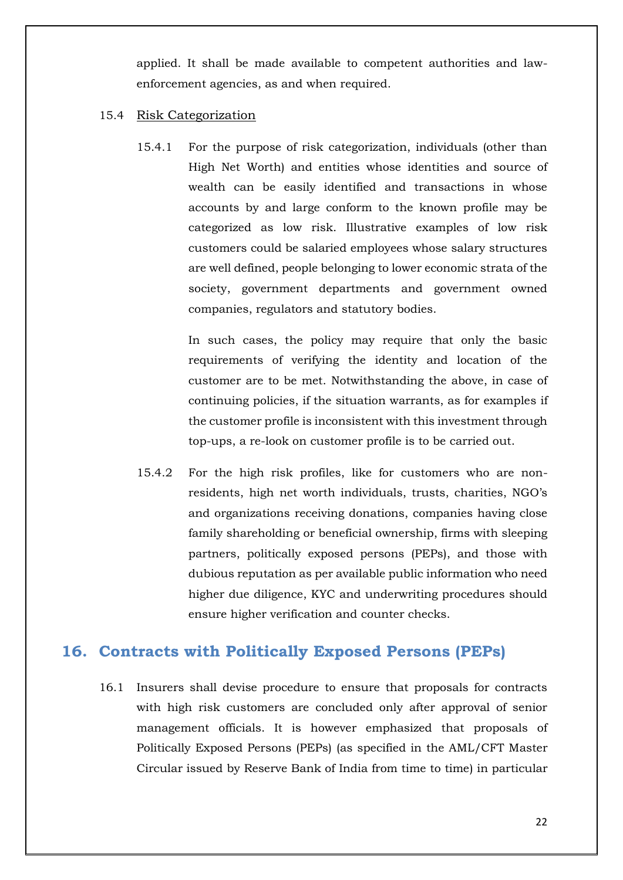applied. It shall be made available to competent authorities and law-enforcement agencies, as and when required.

15.4 Risk Categorization

15.4.1 For the purpose of risk categorization, individuals (other than High Net Worth) and entities whose identities and source of wealth can be easily identified and transactions in whose accounts by and large conform to the known profile may be categorized as low risk. Illustrative examples of low risk customers could be salaried employees whose salary structures are well defined, people belonging to lower economic strata of the society, government departments and government owned companies, regulators and statutory bodies.

In such cases, the policy may require that only the basic requirements of verifying the identity and location of the customer are to be met. Notwithstanding the above, in case of continuing policies, if the situation warrants, as for examples if the customer profile is inconsistent with this investment through top-ups, a re-look on customer profile is to be carried out.

15.4.2 For the high risk profiles, like for customers who are non-residents, high net worth individuals, trusts, charities, NGO's and organizations receiving donations, companies having close family shareholding or beneficial ownership, firms with sleeping partners, politically exposed persons (PEPs), and those with dubious reputation as per available public information who need higher due diligence, KYC and underwriting procedures should ensure higher verification and counter checks.

## 16. Contracts with Politically Exposed Persons (PEPs)

16.1 Insurers shall devise procedure to ensure that proposals for contracts with high risk customers are concluded only after approval of senior management officials. It is however emphasized that proposals of Politically Exposed Persons (PEPs) (as specified in the AML/CFT Master Circular issued by Reserve Bank of India from time to time) in particular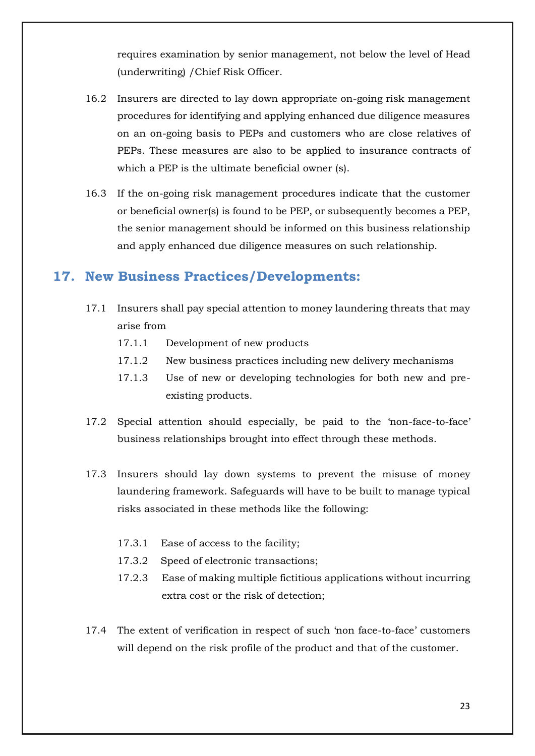requires examination by senior management, not below the level of Head (underwriting) /Chief Risk Officer.

16.2 Insurers are directed to lay down appropriate on-going risk management procedures for identifying and applying enhanced due diligence measures on an on-going basis to PEPs and customers who are close relatives of PEPs. These measures are also to be applied to insurance contracts of which a PEP is the ultimate beneficial owner (s).

16.3 If the on-going risk management procedures indicate that the customer or beneficial owner(s) is found to be PEP, or subsequently becomes a PEP, the senior management should be informed on this business relationship and apply enhanced due diligence measures on such relationship.

## 17. New Business Practices/Developments:

17.1 Insurers shall pay special attention to money laundering threats that may arise from

- 17.1.1 Development of new products
- 17.1.2 New business practices including new delivery mechanisms
- 17.1.3 Use of new or developing technologies for both new and pre-existing products.

17.2 Special attention should especially, be paid to the 'non-face-to-face' business relationships brought into effect through these methods.

17.3 Insurers should lay down systems to prevent the misuse of money laundering framework. Safeguards will have to be built to manage typical risks associated in these methods like the following:

- 17.3.1 Ease of access to the facility;
- 17.3.2 Speed of electronic transactions;
- 17.2.3 Ease of making multiple fictitious applications without incurring extra cost or the risk of detection;

17.4 The extent of verification in respect of such 'non face-to-face' customers will depend on the risk profile of the product and that of the customer.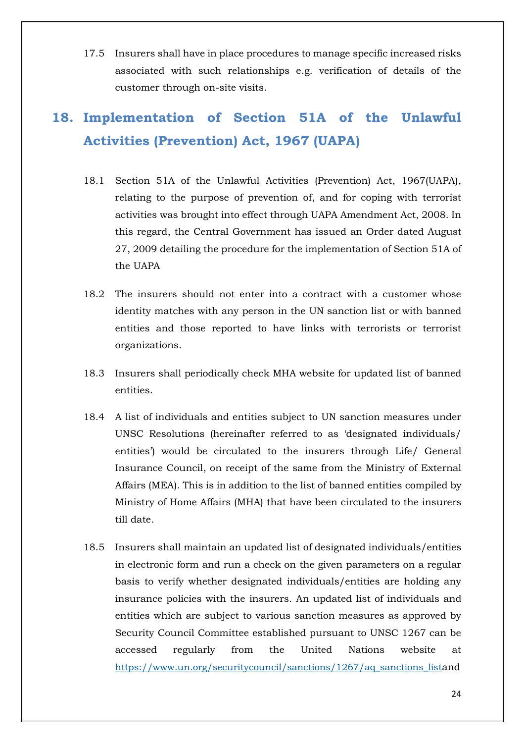17.5 Insurers shall have in place procedures to manage specific increased risks associated with such relationships e.g. verification of details of the customer through on-site visits.

## 18. Implementation of Section 51A of the Unlawful Activities (Prevention) Act, 1967 (UAPA)

18.1 Section 51A of the Unlawful Activities (Prevention) Act, 1967(UAPA), relating to the purpose of prevention of, and for coping with terrorist activities was brought into effect through UAPA Amendment Act, 2008. In this regard, the Central Government has issued an Order dated August 27, 2009 detailing the procedure for the implementation of Section 51A of the UAPA

18.2 The insurers should not enter into a contract with a customer whose identity matches with any person in the UN sanction list or with banned entities and those reported to have links with terrorists or terrorist organizations.

18.3 Insurers shall periodically check MHA website for updated list of banned entities.

18.4 A list of individuals and entities subject to UN sanction measures under UNSC Resolutions (hereinafter referred to as 'designated individuals/ entities') would be circulated to the insurers through Life/ General Insurance Council, on receipt of the same from the Ministry of External Affairs (MEA). This is in addition to the list of banned entities compiled by Ministry of Home Affairs (MHA) that have been circulated to the insurers till date.

18.5 Insurers shall maintain an updated list of designated individuals/entities in electronic form and run a check on the given parameters on a regular basis to verify whether designated individuals/entities are holding any insurance policies with the insurers. An updated list of individuals and entities which are subject to various sanction measures as approved by Security Council Committee established pursuant to UNSC 1267 can be accessed regularly from the United Nations website at https://www.un.org/securitycouncil/sanctions/1267/aq_sanctions_listand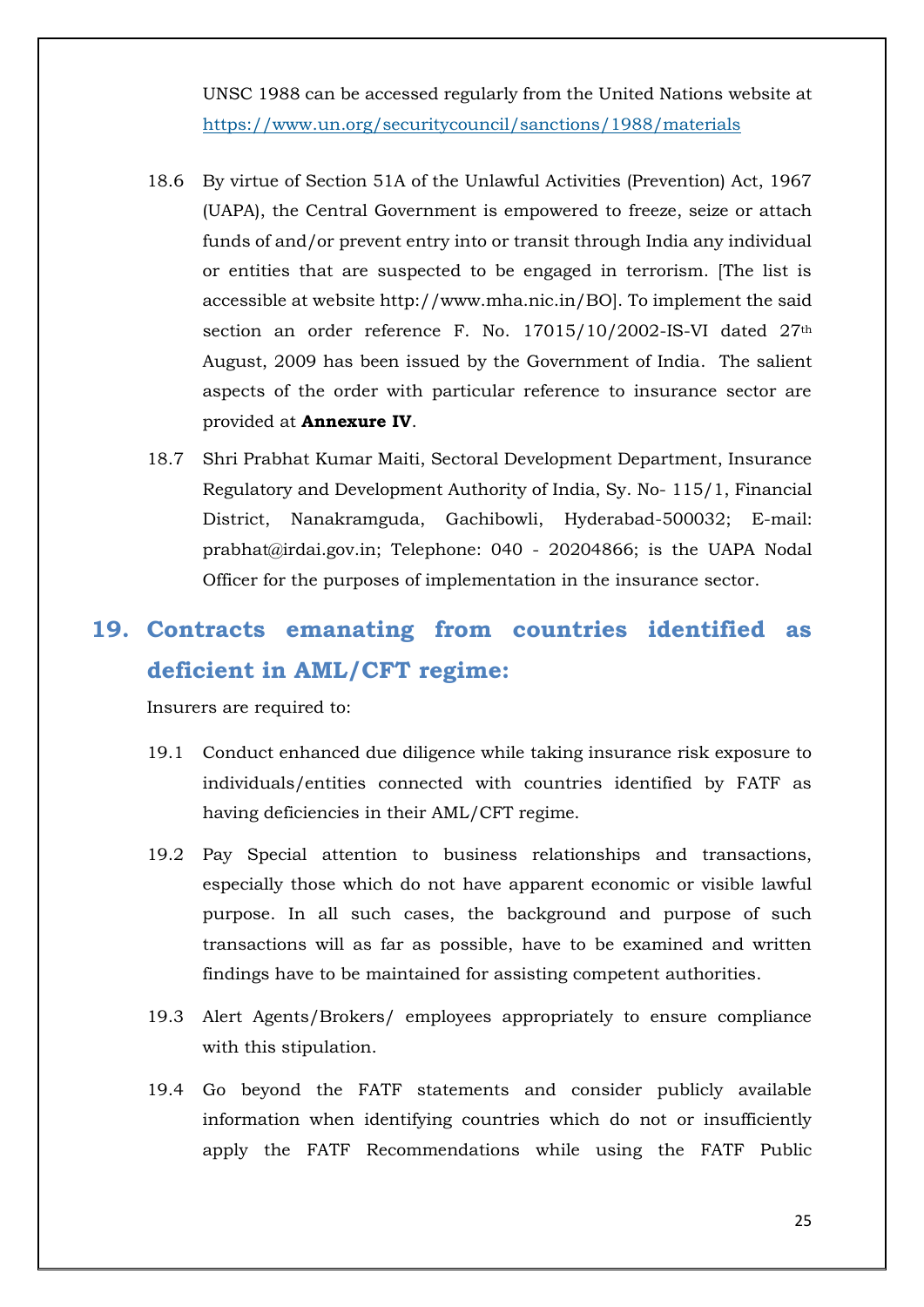UNSC 1988 can be accessed regularly from the United Nations website at https://www.un.org/securitycouncil/sanctions/1988/materials

18.6 By virtue of Section 51A of the Unlawful Activities (Prevention) Act, 1967 (UAPA), the Central Government is empowered to freeze, seize or attach funds of and/or prevent entry into or transit through India any individual or entities that are suspected to be engaged in terrorism. [The list is accessible at website http://www.mha.nic.in/BO]. To implement the said section an order reference F. No. 17015/10/2002-IS-VI dated 27th August, 2009 has been issued by the Government of India. The salient aspects of the order with particular reference to insurance sector are provided at **Annexure IV**.

18.7 Shri Prabhat Kumar Maiti, Sectoral Development Department, Insurance Regulatory and Development Authority of India, Sy. No- 115/1, Financial District, Nanakramguda, Gachibowli, Hyderabad-500032; E-mail: prabhat@irdai.gov.in; Telephone: 040 - 20204866; is the UAPA Nodal Officer for the purposes of implementation in the insurance sector.

## 19. Contracts emanating from countries identified as deficient in AML/CFT regime:

Insurers are required to:

19.1 Conduct enhanced due diligence while taking insurance risk exposure to individuals/entities connected with countries identified by FATF as having deficiencies in their AML/CFT regime.

19.2 Pay Special attention to business relationships and transactions, especially those which do not have apparent economic or visible lawful purpose. In all such cases, the background and purpose of such transactions will as far as possible, have to be examined and written findings have to be maintained for assisting competent authorities.

19.3 Alert Agents/Brokers/ employees appropriately to ensure compliance with this stipulation.

19.4 Go beyond the FATF statements and consider publicly available information when identifying countries which do not or insufficiently apply the FATF Recommendations while using the FATF Public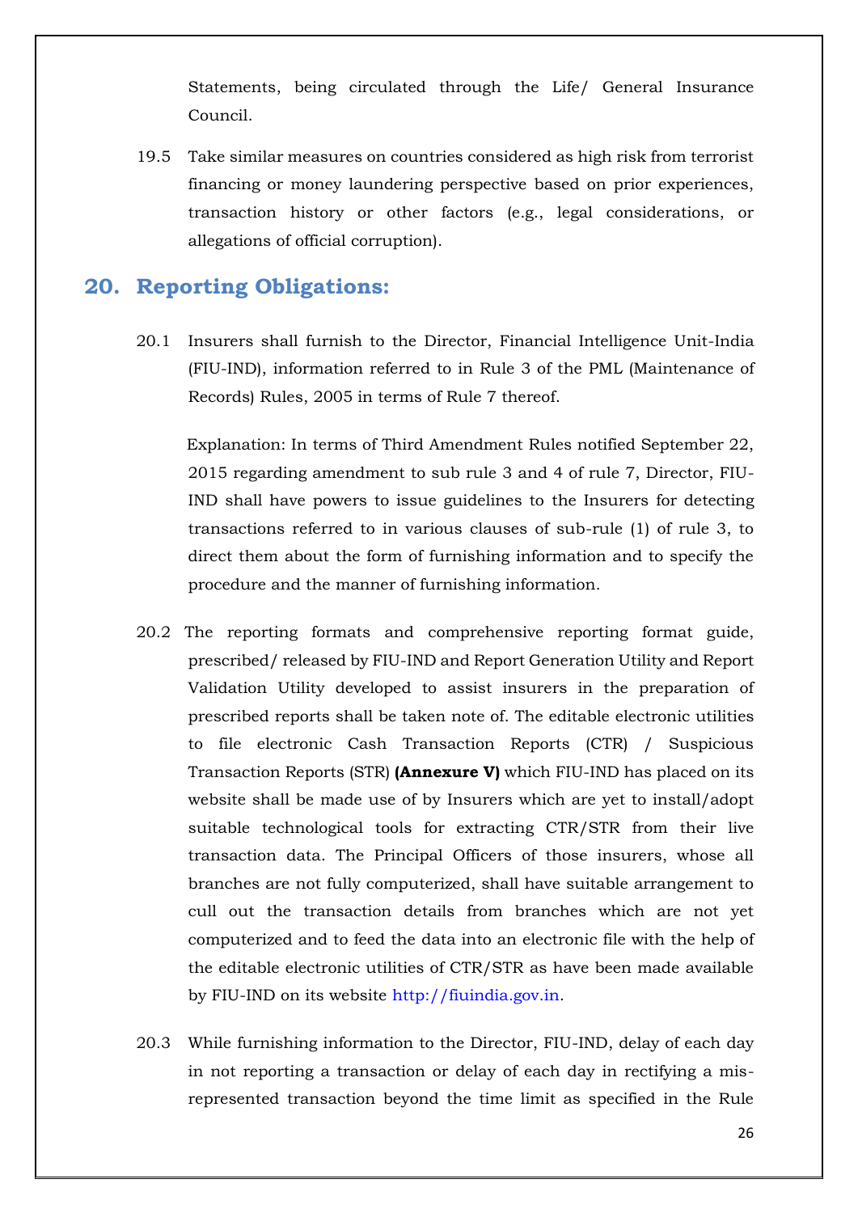Statements, being circulated through the Life/ General Insurance Council.

19.5 Take similar measures on countries considered as high risk from terrorist financing or money laundering perspective based on prior experiences, transaction history or other factors (e.g., legal considerations, or allegations of official corruption).

## 20. Reporting Obligations:

20.1 Insurers shall furnish to the Director, Financial Intelligence Unit-India (FIU-IND), information referred to in Rule 3 of the PML (Maintenance of Records) Rules, 2005 in terms of Rule 7 thereof.

Explanation: In terms of Third Amendment Rules notified September 22, 2015 regarding amendment to sub rule 3 and 4 of rule 7, Director, FIU-IND shall have powers to issue guidelines to the Insurers for detecting transactions referred to in various clauses of sub-rule (1) of rule 3, to direct them about the form of furnishing information and to specify the procedure and the manner of furnishing information.

20.2 The reporting formats and comprehensive reporting format guide, prescribed/ released by FIU-IND and Report Generation Utility and Report Validation Utility developed to assist insurers in the preparation of prescribed reports shall be taken note of. The editable electronic utilities to file electronic Cash Transaction Reports (CTR) / Suspicious Transaction Reports (STR) **(Annexure V)** which FIU-IND has placed on its website shall be made use of by Insurers which are yet to install/adopt suitable technological tools for extracting CTR/STR from their live transaction data. The Principal Officers of those insurers, whose all branches are not fully computerized, shall have suitable arrangement to cull out the transaction details from branches which are not yet computerized and to feed the data into an electronic file with the help of the editable electronic utilities of CTR/STR as have been made available by FIU-IND on its website http://fiuindia.gov.in.

20.3 While furnishing information to the Director, FIU-IND, delay of each day in not reporting a transaction or delay of each day in rectifying a mis-represented transaction beyond the time limit as specified in the Rule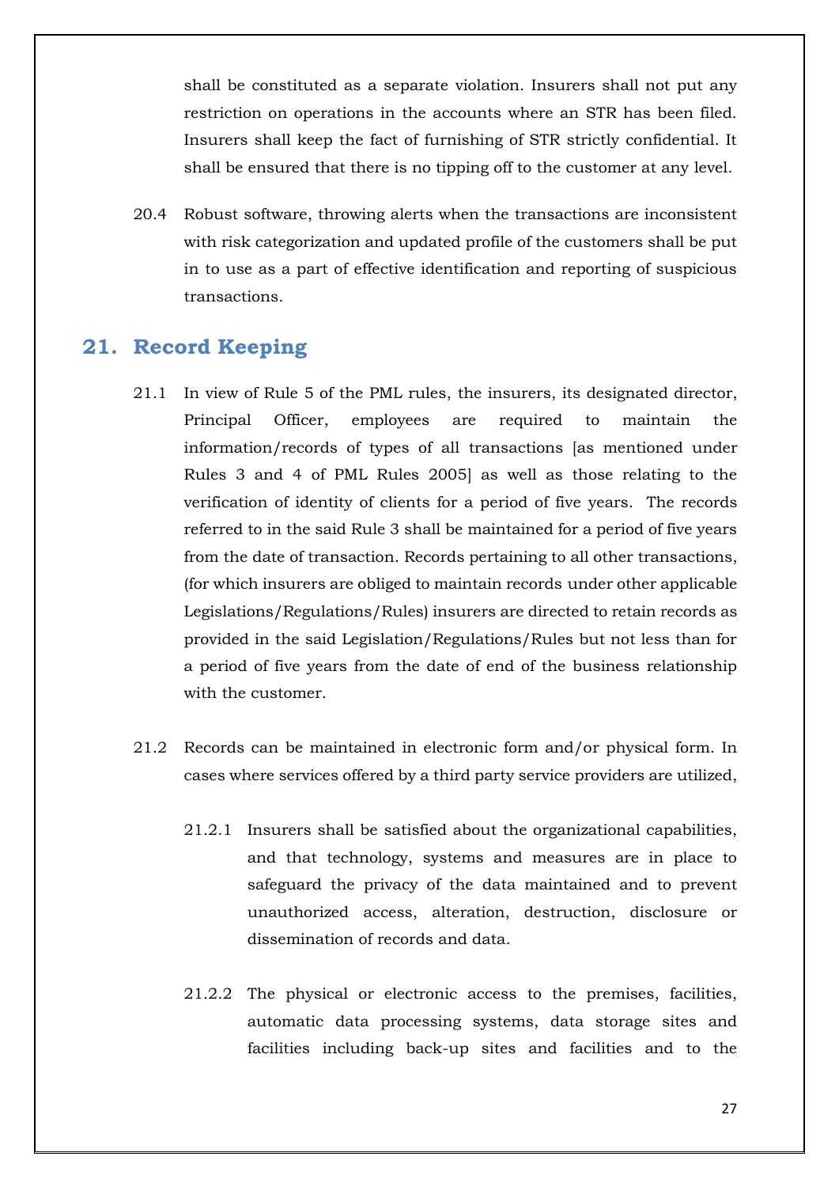shall be constituted as a separate violation. Insurers shall not put any restriction on operations in the accounts where an STR has been filed. Insurers shall keep the fact of furnishing of STR strictly confidential. It shall be ensured that there is no tipping off to the customer at any level.

20.4 Robust software, throwing alerts when the transactions are inconsistent with risk categorization and updated profile of the customers shall be put in to use as a part of effective identification and reporting of suspicious transactions.

## 21. Record Keeping

21.1 In view of Rule 5 of the PML rules, the insurers, its designated director, Principal Officer, employees are required to maintain the information/records of types of all transactions [as mentioned under Rules 3 and 4 of PML Rules 2005] as well as those relating to the verification of identity of clients for a period of five years. The records referred to in the said Rule 3 shall be maintained for a period of five years from the date of transaction. Records pertaining to all other transactions, (for which insurers are obliged to maintain records under other applicable Legislations/Regulations/Rules) insurers are directed to retain records as provided in the said Legislation/Regulations/Rules but not less than for a period of five years from the date of end of the business relationship with the customer.

21.2 Records can be maintained in electronic form and/or physical form. In cases where services offered by a third party service providers are utilized,

21.2.1 Insurers shall be satisfied about the organizational capabilities, and that technology, systems and measures are in place to safeguard the privacy of the data maintained and to prevent unauthorized access, alteration, destruction, disclosure or dissemination of records and data.

21.2.2 The physical or electronic access to the premises, facilities, automatic data processing systems, data storage sites and facilities including back-up sites and facilities and to the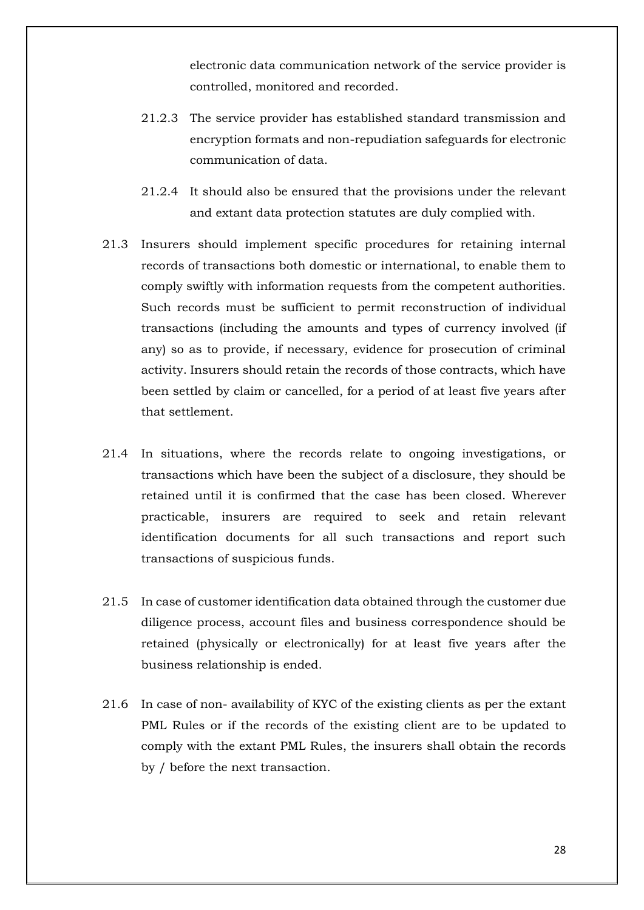electronic data communication network of the service provider is controlled, monitored and recorded.

21.2.3 The service provider has established standard transmission and encryption formats and non-repudiation safeguards for electronic communication of data.

21.2.4 It should also be ensured that the provisions under the relevant and extant data protection statutes are duly complied with.

21.3 Insurers should implement specific procedures for retaining internal records of transactions both domestic or international, to enable them to comply swiftly with information requests from the competent authorities. Such records must be sufficient to permit reconstruction of individual transactions (including the amounts and types of currency involved (if any) so as to provide, if necessary, evidence for prosecution of criminal activity. Insurers should retain the records of those contracts, which have been settled by claim or cancelled, for a period of at least five years after that settlement.

21.4 In situations, where the records relate to ongoing investigations, or transactions which have been the subject of a disclosure, they should be retained until it is confirmed that the case has been closed. Wherever practicable, insurers are required to seek and retain relevant identification documents for all such transactions and report such transactions of suspicious funds.

21.5 In case of customer identification data obtained through the customer due diligence process, account files and business correspondence should be retained (physically or electronically) for at least five years after the business relationship is ended.

21.6 In case of non- availability of KYC of the existing clients as per the extant PML Rules or if the records of the existing client are to be updated to comply with the extant PML Rules, the insurers shall obtain the records by / before the next transaction.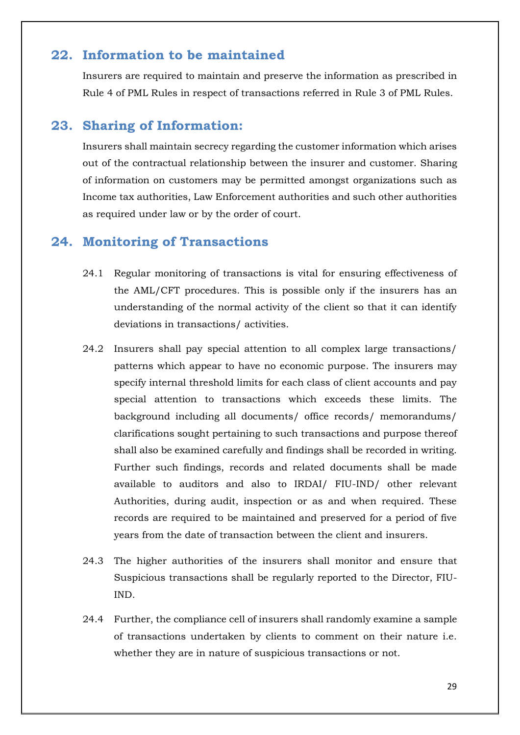## 22. Information to be maintained

Insurers are required to maintain and preserve the information as prescribed in Rule 4 of PML Rules in respect of transactions referred in Rule 3 of PML Rules.

## 23. Sharing of Information:

Insurers shall maintain secrecy regarding the customer information which arises out of the contractual relationship between the insurer and customer. Sharing of information on customers may be permitted amongst organizations such as Income tax authorities, Law Enforcement authorities and such other authorities as required under law or by the order of court.

## 24. Monitoring of Transactions

24.1 Regular monitoring of transactions is vital for ensuring effectiveness of the AML/CFT procedures. This is possible only if the insurers has an understanding of the normal activity of the client so that it can identify deviations in transactions/ activities.

24.2 Insurers shall pay special attention to all complex large transactions/ patterns which appear to have no economic purpose. The insurers may specify internal threshold limits for each class of client accounts and pay special attention to transactions which exceeds these limits. The background including all documents/ office records/ memorandums/ clarifications sought pertaining to such transactions and purpose thereof shall also be examined carefully and findings shall be recorded in writing. Further such findings, records and related documents shall be made available to auditors and also to IRDAI/ FIU-IND/ other relevant Authorities, during audit, inspection or as and when required. These records are required to be maintained and preserved for a period of five years from the date of transaction between the client and insurers.

24.3 The higher authorities of the insurers shall monitor and ensure that Suspicious transactions shall be regularly reported to the Director, FIU-IND.

24.4 Further, the compliance cell of insurers shall randomly examine a sample of transactions undertaken by clients to comment on their nature i.e. whether they are in nature of suspicious transactions or not.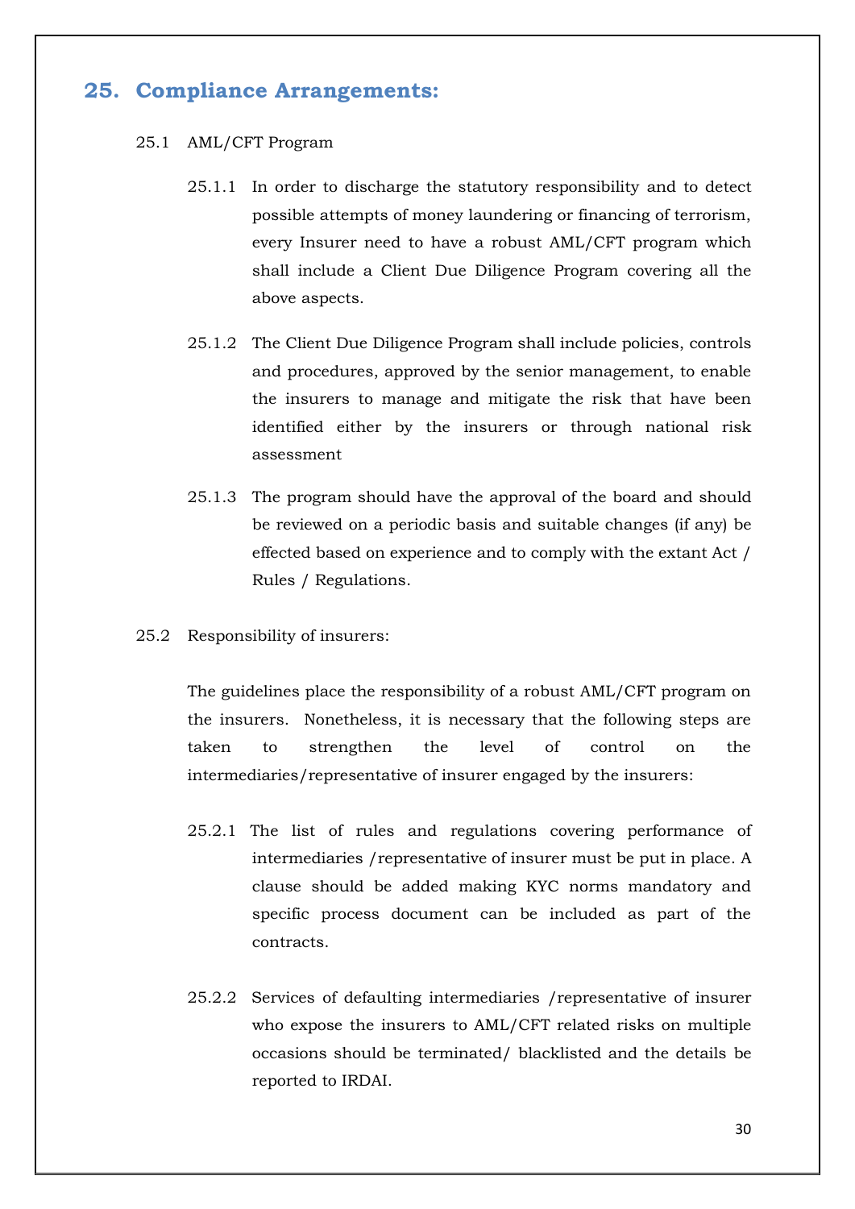## 25. Compliance Arrangements:

25.1 AML/CFT Program

25.1.1 In order to discharge the statutory responsibility and to detect possible attempts of money laundering or financing of terrorism, every Insurer need to have a robust AML/CFT program which shall include a Client Due Diligence Program covering all the above aspects.

25.1.2 The Client Due Diligence Program shall include policies, controls and procedures, approved by the senior management, to enable the insurers to manage and mitigate the risk that have been identified either by the insurers or through national risk assessment

25.1.3 The program should have the approval of the board and should be reviewed on a periodic basis and suitable changes (if any) be effected based on experience and to comply with the extant Act / Rules / Regulations.

25.2 Responsibility of insurers:

The guidelines place the responsibility of a robust AML/CFT program on the insurers. Nonetheless, it is necessary that the following steps are taken to strengthen the level of control on the intermediaries/representative of insurer engaged by the insurers:

25.2.1 The list of rules and regulations covering performance of intermediaries /representative of insurer must be put in place. A clause should be added making KYC norms mandatory and specific process document can be included as part of the contracts.

25.2.2 Services of defaulting intermediaries /representative of insurer who expose the insurers to AML/CFT related risks on multiple occasions should be terminated/ blacklisted and the details be reported to IRDAI.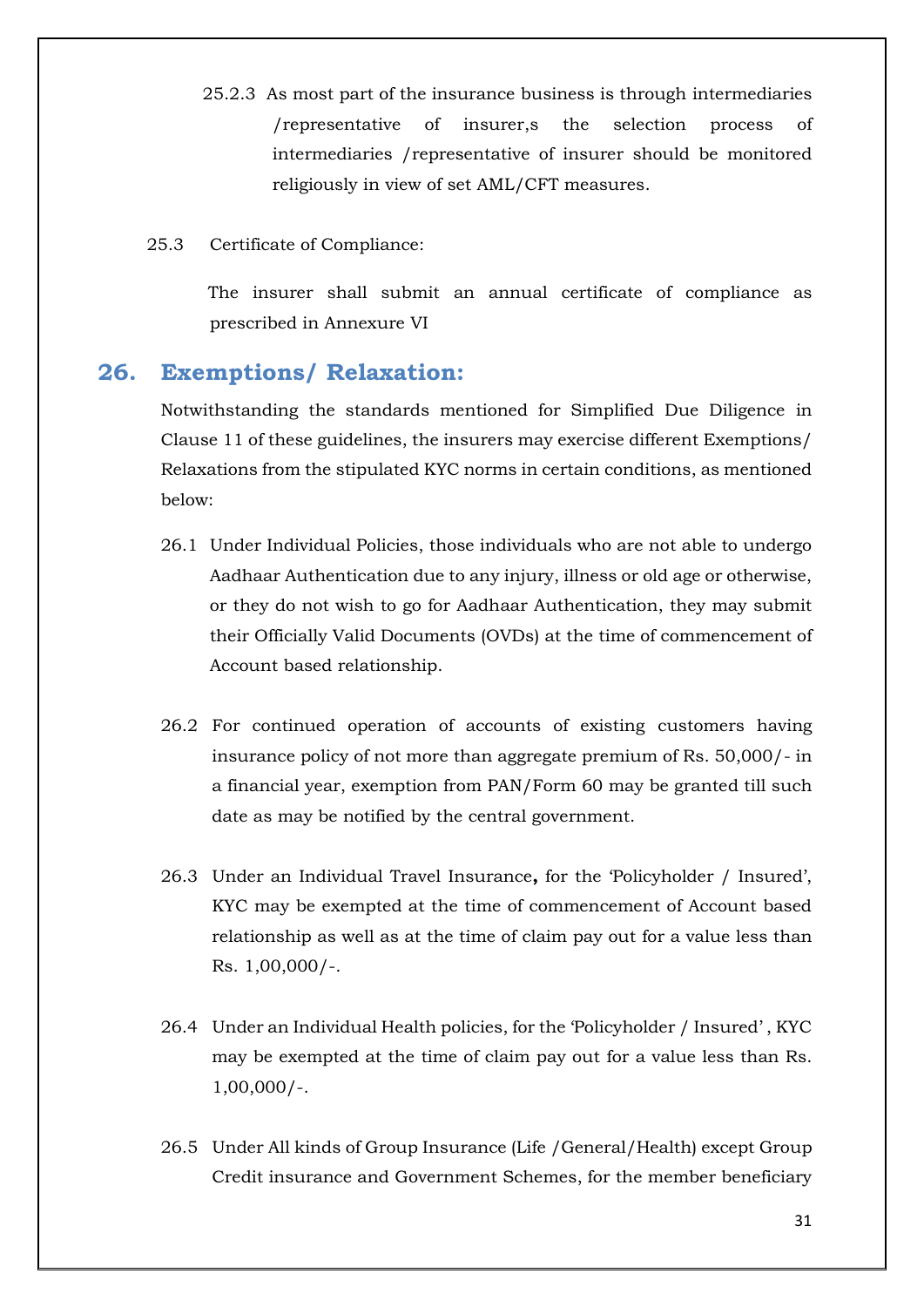25.2.3 As most part of the insurance business is through intermediaries /representative of insurer,s the selection process of intermediaries /representative of insurer should be monitored religiously in view of set AML/CFT measures.

25.3 Certificate of Compliance:

The insurer shall submit an annual certificate of compliance as prescribed in Annexure VI

## 26. Exemptions/ Relaxation:

Notwithstanding the standards mentioned for Simplified Due Diligence in Clause 11 of these guidelines, the insurers may exercise different Exemptions/ Relaxations from the stipulated KYC norms in certain conditions, as mentioned below:

26.1 Under Individual Policies, those individuals who are not able to undergo Aadhaar Authentication due to any injury, illness or old age or otherwise, or they do not wish to go for Aadhaar Authentication, they may submit their Officially Valid Documents (OVDs) at the time of commencement of Account based relationship.

26.2 For continued operation of accounts of existing customers having insurance policy of not more than aggregate premium of Rs. 50,000/- in a financial year, exemption from PAN/Form 60 may be granted till such date as may be notified by the central government.

26.3 Under an Individual Travel Insurance**,** for the 'Policyholder / Insured', KYC may be exempted at the time of commencement of Account based relationship as well as at the time of claim pay out for a value less than Rs. 1,00,000/-.

26.4 Under an Individual Health policies, for the 'Policyholder / Insured' , KYC may be exempted at the time of claim pay out for a value less than Rs. 1,00,000/-.

26.5 Under All kinds of Group Insurance (Life /General/Health) except Group Credit insurance and Government Schemes, for the member beneficiary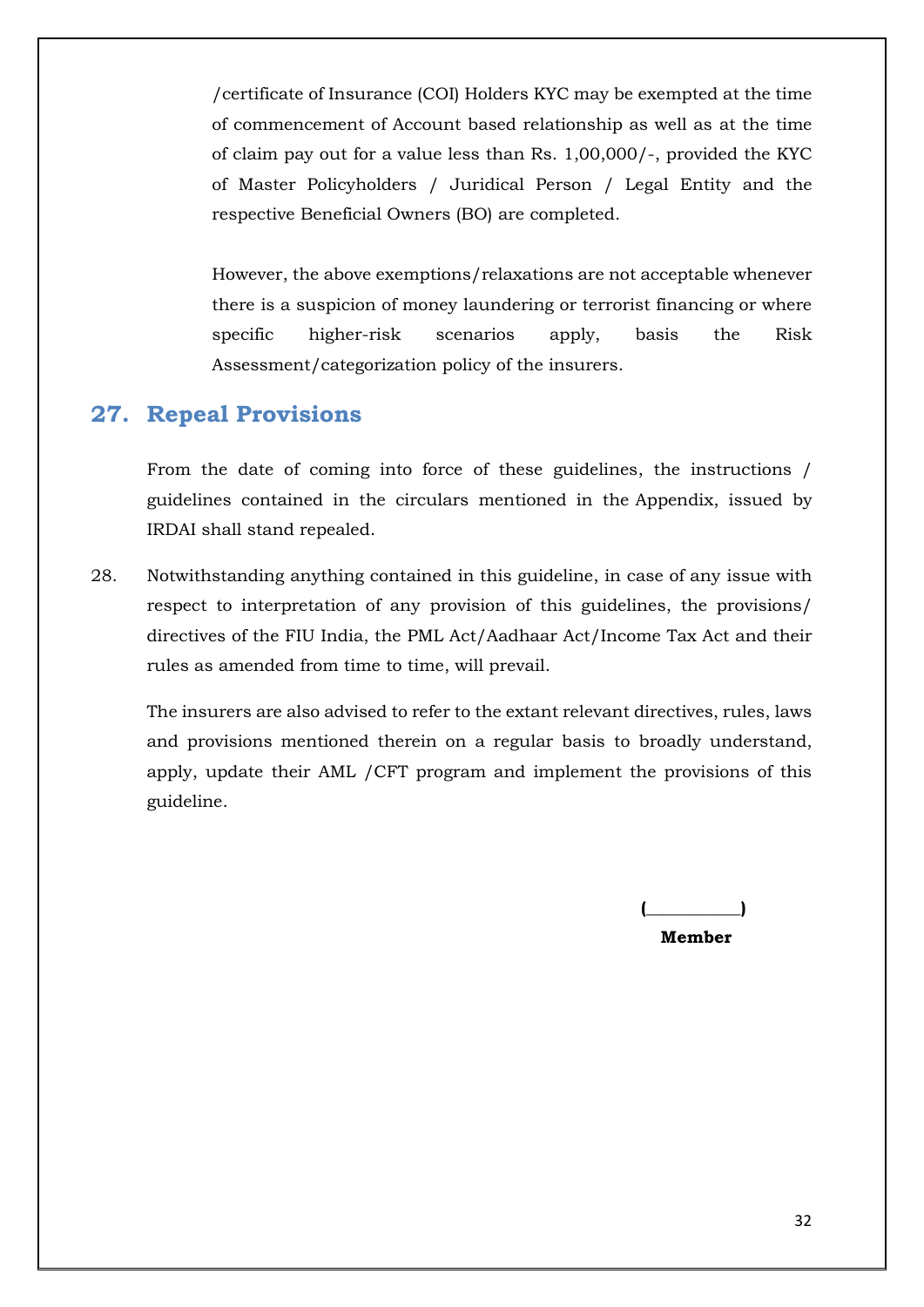/certificate of Insurance (COI) Holders KYC may be exempted at the time of commencement of Account based relationship as well as at the time of claim pay out for a value less than Rs. 1,00,000/-, provided the KYC of Master Policyholders / Juridical Person / Legal Entity and the respective Beneficial Owners (BO) are completed.

However, the above exemptions/relaxations are not acceptable whenever there is a suspicion of money laundering or terrorist financing or where specific higher-risk scenarios apply, basis the Risk Assessment/categorization policy of the insurers.

## 27. Repeal Provisions

From the date of coming into force of these guidelines, the instructions / guidelines contained in the circulars mentioned in the Appendix, issued by IRDAI shall stand repealed.

28. Notwithstanding anything contained in this guideline, in case of any issue with respect to interpretation of any provision of this guidelines, the provisions/ directives of the FIU India, the PML Act/Aadhaar Act/Income Tax Act and their rules as amended from time to time, will prevail.

The insurers are also advised to refer to the extant relevant directives, rules, laws and provisions mentioned therein on a regular basis to broadly understand, apply, update their AML /CFT program and implement the provisions of this guideline.

**(__________)**

**Member**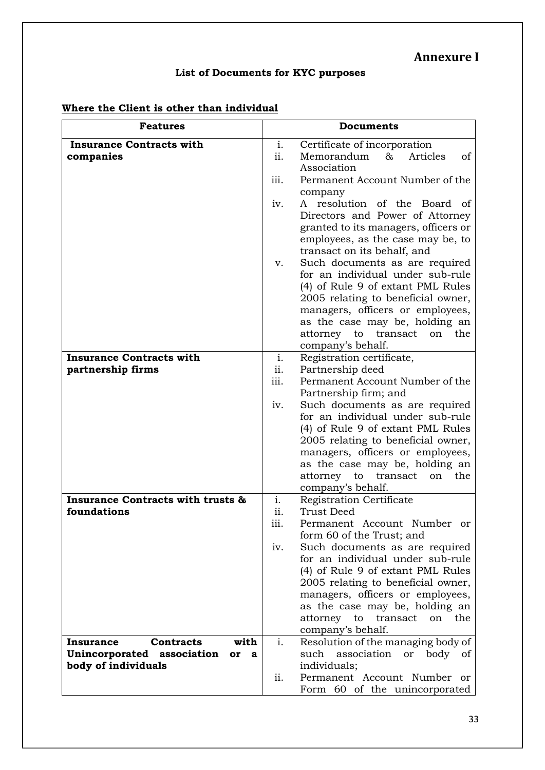# Annexure I

## List of Documents for KYC purposes

**Where the Client is other than individual**

| Features | Documents |
|---|---|
| **Insurance Contracts with companies** | i. Certificate of incorporation<br>ii. Memorandum & Articles of Association<br>iii. Permanent Account Number of the company<br>iv. A resolution of the Board of Directors and Power of Attorney granted to its managers, officers or employees, as the case may be, to transact on its behalf, and<br>v. Such documents as are required for an individual under sub-rule (4) of Rule 9 of extant PML Rules 2005 relating to beneficial owner, managers, officers or employees, as the case may be, holding an attorney to transact on the company's behalf. |
| **Insurance Contracts with partnership firms** | i. Registration certificate,<br>ii. Partnership deed<br>iii. Permanent Account Number of the Partnership firm; and<br>iv. Such documents as are required for an individual under sub-rule (4) of Rule 9 of extant PML Rules 2005 relating to beneficial owner, managers, officers or employees, as the case may be, holding an attorney to transact on the company's behalf. |
| **Insurance Contracts with trusts & foundations** | i. Registration Certificate<br>ii. Trust Deed<br>iii. Permanent Account Number or form 60 of the Trust; and<br>iv. Such documents as are required for an individual under sub-rule (4) of Rule 9 of extant PML Rules 2005 relating to beneficial owner, managers, officers or employees, as the case may be, holding an attorney to transact on the company's behalf. |
| **Insurance Contracts with Unincorporated association or a body of individuals** | i. Resolution of the managing body of such association or body of individuals;<br>ii. Permanent Account Number or Form 60 of the unincorporated |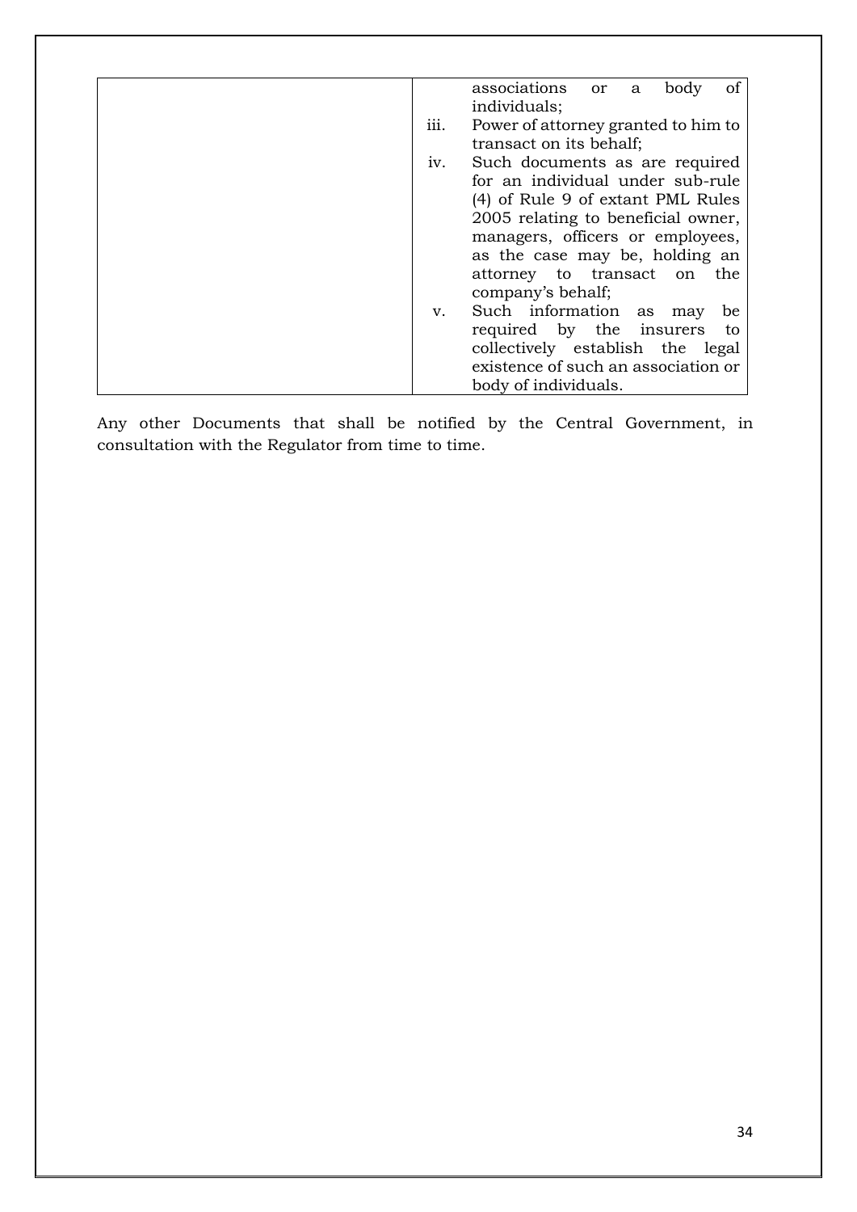| | associations or a body of individuals;<br>iii. Power of attorney granted to him to transact on its behalf;<br>iv. Such documents as are required for an individual under sub-rule (4) of Rule 9 of extant PML Rules 2005 relating to beneficial owner, managers, officers or employees, as the case may be, holding an attorney to transact on the company's behalf;<br>v. Such information as may be required by the insurers to collectively establish the legal existence of such an association or body of individuals. |
|---|---|

Any other Documents that shall be notified by the Central Government, in consultation with the Regulator from time to time.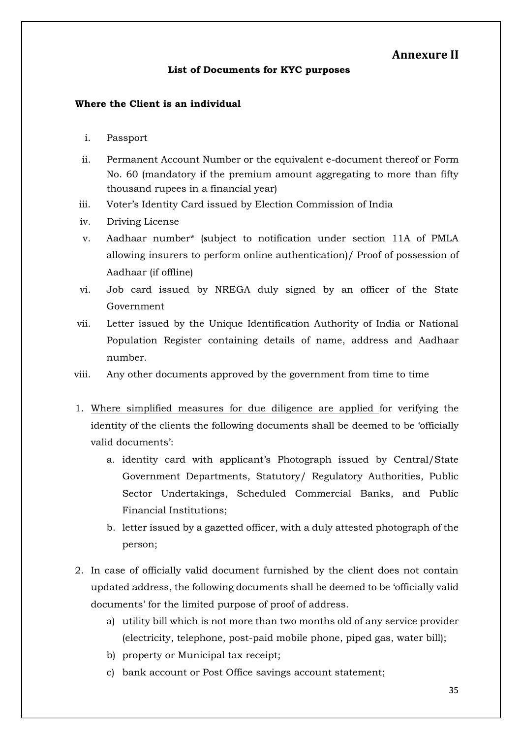# Annexure II

## List of Documents for KYC purposes

**Where the Client is an individual**

i. Passport

ii. Permanent Account Number or the equivalent e-document thereof or Form No. 60 (mandatory if the premium amount aggregating to more than fifty thousand rupees in a financial year)

iii. Voter's Identity Card issued by Election Commission of India

iv. Driving License

v. Aadhaar number* (subject to notification under section 11A of PMLA allowing insurers to perform online authentication)/ Proof of possession of Aadhaar (if offline)

vi. Job card issued by NREGA duly signed by an officer of the State Government

vii. Letter issued by the Unique Identification Authority of India or National Population Register containing details of name, address and Aadhaar number.

viii. Any other documents approved by the government from time to time

1. <u>Where simplified measures for due diligence are applied</u> for verifying the identity of the clients the following documents shall be deemed to be 'officially valid documents':
    a. identity card with applicant's Photograph issued by Central/State Government Departments, Statutory/ Regulatory Authorities, Public Sector Undertakings, Scheduled Commercial Banks, and Public Financial Institutions;
    b. letter issued by a gazetted officer, with a duly attested photograph of the person;

2. In case of officially valid document furnished by the client does not contain updated address, the following documents shall be deemed to be 'officially valid documents' for the limited purpose of proof of address.
    a) utility bill which is not more than two months old of any service provider (electricity, telephone, post-paid mobile phone, piped gas, water bill);
    b) property or Municipal tax receipt;
    c) bank account or Post Office savings account statement;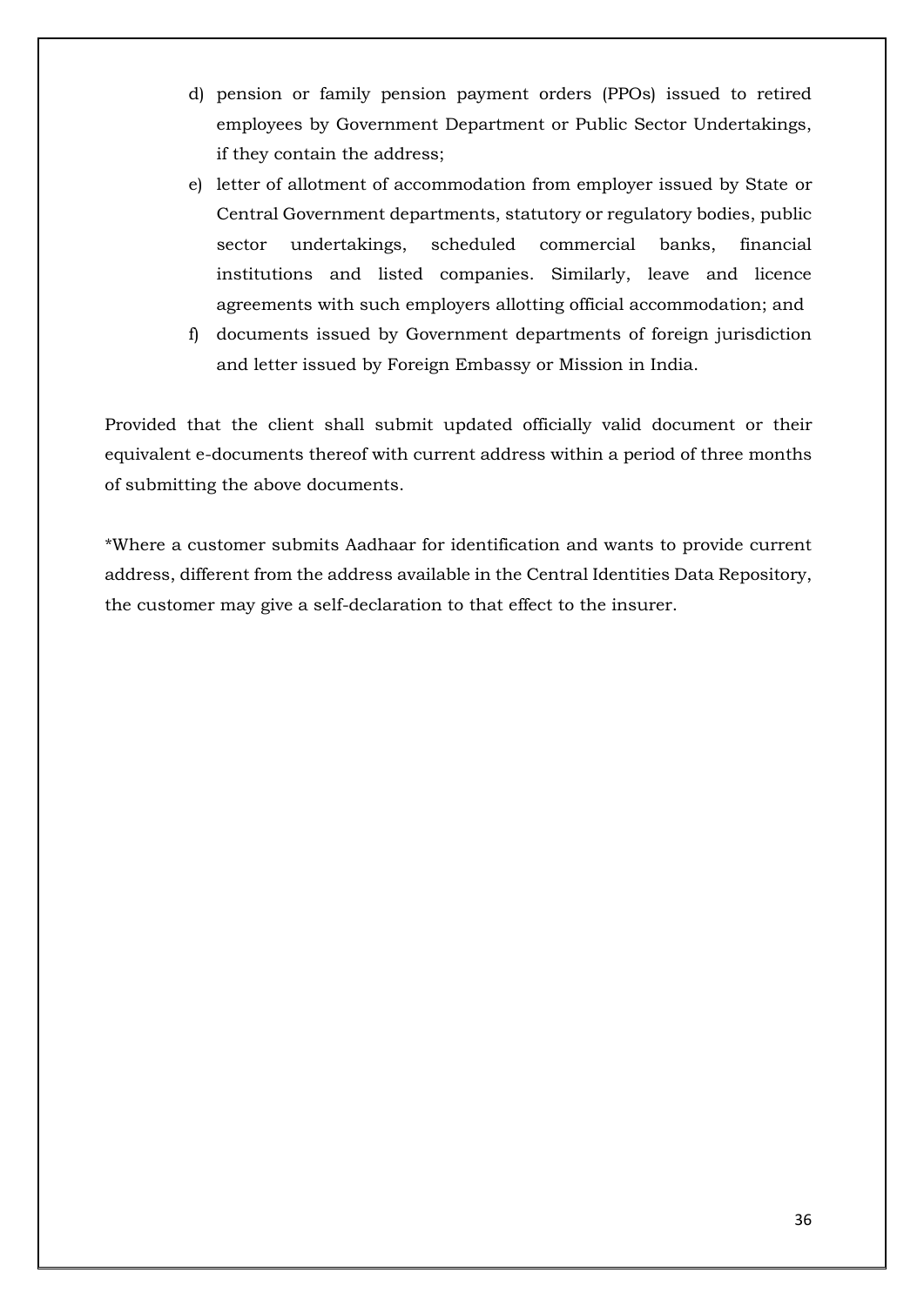d) pension or family pension payment orders (PPOs) issued to retired employees by Government Department or Public Sector Undertakings, if they contain the address;
e) letter of allotment of accommodation from employer issued by State or Central Government departments, statutory or regulatory bodies, public sector undertakings, scheduled commercial banks, financial institutions and listed companies. Similarly, leave and licence agreements with such employers allotting official accommodation; and
f) documents issued by Government departments of foreign jurisdiction and letter issued by Foreign Embassy or Mission in India.

Provided that the client shall submit updated officially valid document or their equivalent e-documents thereof with current address within a period of three months of submitting the above documents.

*Where a customer submits Aadhaar for identification and wants to provide current address, different from the address available in the Central Identities Data Repository, the customer may give a self-declaration to that effect to the insurer.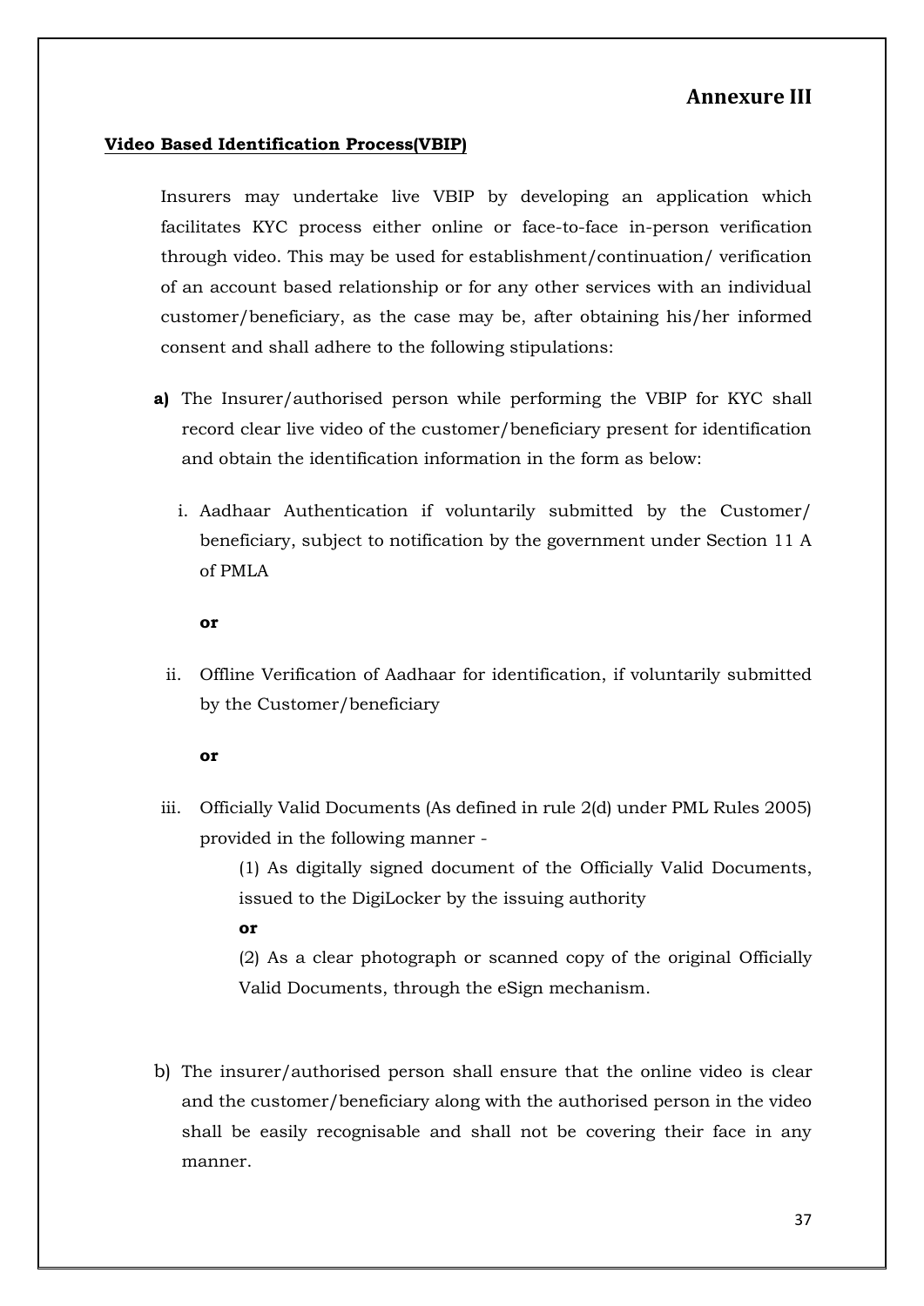## Annexure III

**Video Based Identification Process(VBIP)**

Insurers may undertake live VBIP by developing an application which facilitates KYC process either online or face-to-face in-person verification through video. This may be used for establishment/continuation/ verification of an account based relationship or for any other services with an individual customer/beneficiary, as the case may be, after obtaining his/her informed consent and shall adhere to the following stipulations:

**a)** The Insurer/authorised person while performing the VBIP for KYC shall record clear live video of the customer/beneficiary present for identification and obtain the identification information in the form as below:

i. Aadhaar Authentication if voluntarily submitted by the Customer/ beneficiary, subject to notification by the government under Section 11 A of PMLA

**or**

ii. Offline Verification of Aadhaar for identification, if voluntarily submitted by the Customer/beneficiary

**or**

iii. Officially Valid Documents (As defined in rule 2(d) under PML Rules 2005) provided in the following manner -

(1) As digitally signed document of the Officially Valid Documents, issued to the DigiLocker by the issuing authority

**or**

(2) As a clear photograph or scanned copy of the original Officially Valid Documents, through the eSign mechanism.

b) The insurer/authorised person shall ensure that the online video is clear and the customer/beneficiary along with the authorised person in the video shall be easily recognisable and shall not be covering their face in any manner.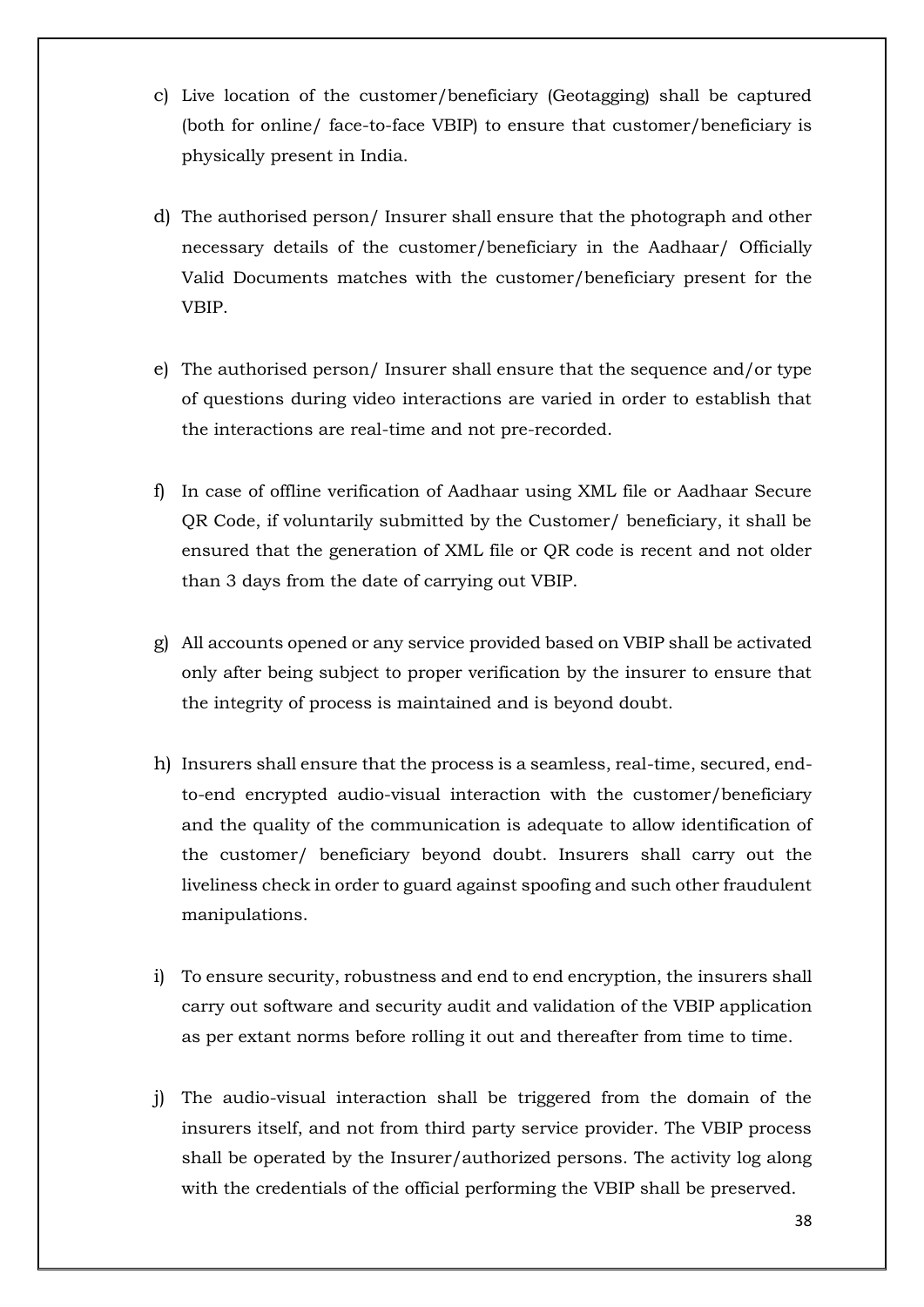c) Live location of the customer/beneficiary (Geotagging) shall be captured (both for online/ face-to-face VBIP) to ensure that customer/beneficiary is physically present in India.

d) The authorised person/ Insurer shall ensure that the photograph and other necessary details of the customer/beneficiary in the Aadhaar/ Officially Valid Documents matches with the customer/beneficiary present for the VBIP.

e) The authorised person/ Insurer shall ensure that the sequence and/or type of questions during video interactions are varied in order to establish that the interactions are real-time and not pre-recorded.

f) In case of offline verification of Aadhaar using XML file or Aadhaar Secure QR Code, if voluntarily submitted by the Customer/ beneficiary, it shall be ensured that the generation of XML file or QR code is recent and not older than 3 days from the date of carrying out VBIP.

g) All accounts opened or any service provided based on VBIP shall be activated only after being subject to proper verification by the insurer to ensure that the integrity of process is maintained and is beyond doubt.

h) Insurers shall ensure that the process is a seamless, real-time, secured, end-to-end encrypted audio-visual interaction with the customer/beneficiary and the quality of the communication is adequate to allow identification of the customer/ beneficiary beyond doubt. Insurers shall carry out the liveliness check in order to guard against spoofing and such other fraudulent manipulations.

i) To ensure security, robustness and end to end encryption, the insurers shall carry out software and security audit and validation of the VBIP application as per extant norms before rolling it out and thereafter from time to time.

j) The audio-visual interaction shall be triggered from the domain of the insurers itself, and not from third party service provider. The VBIP process shall be operated by the Insurer/authorized persons. The activity log along with the credentials of the official performing the VBIP shall be preserved.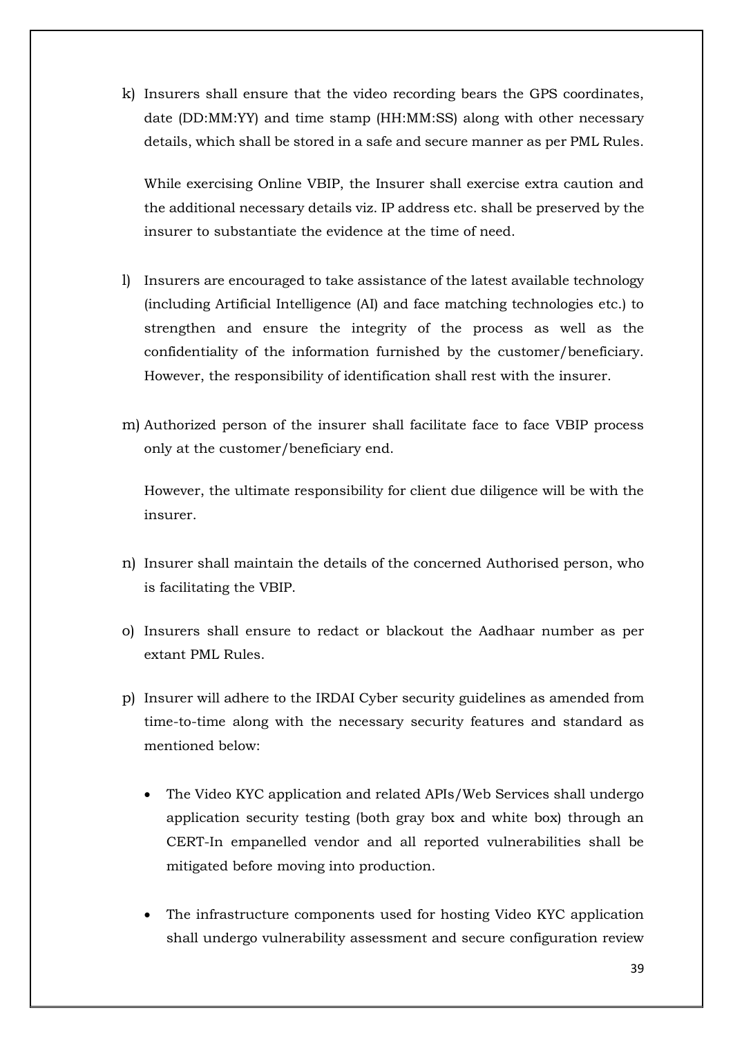k) Insurers shall ensure that the video recording bears the GPS coordinates, date (DD:MM:YY) and time stamp (HH:MM:SS) along with other necessary details, which shall be stored in a safe and secure manner as per PML Rules.

   While exercising Online VBIP, the Insurer shall exercise extra caution and the additional necessary details viz. IP address etc. shall be preserved by the insurer to substantiate the evidence at the time of need.

l) Insurers are encouraged to take assistance of the latest available technology (including Artificial Intelligence (AI) and face matching technologies etc.) to strengthen and ensure the integrity of the process as well as the confidentiality of the information furnished by the customer/beneficiary. However, the responsibility of identification shall rest with the insurer.

m) Authorized person of the insurer shall facilitate face to face VBIP process only at the customer/beneficiary end.

   However, the ultimate responsibility for client due diligence will be with the insurer.

n) Insurer shall maintain the details of the concerned Authorised person, who is facilitating the VBIP.

o) Insurers shall ensure to redact or blackout the Aadhaar number as per extant PML Rules.

p) Insurer will adhere to the IRDAI Cyber security guidelines as amended from time-to-time along with the necessary security features and standard as mentioned below:

   - The Video KYC application and related APIs/Web Services shall undergo application security testing (both gray box and white box) through an CERT-In empanelled vendor and all reported vulnerabilities shall be mitigated before moving into production.

   - The infrastructure components used for hosting Video KYC application shall undergo vulnerability assessment and secure configuration review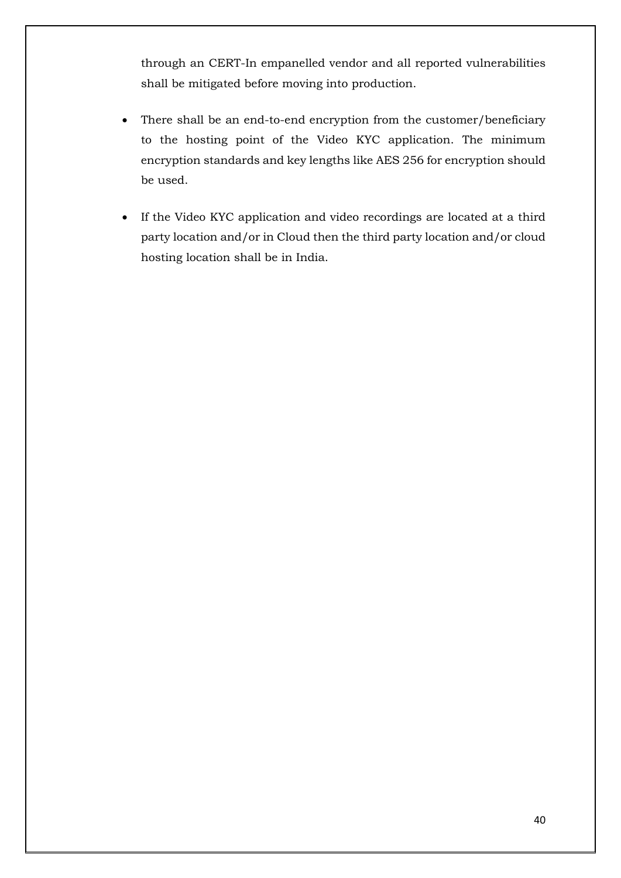through an CERT-In empanelled vendor and all reported vulnerabilities shall be mitigated before moving into production.

- There shall be an end-to-end encryption from the customer/beneficiary to the hosting point of the Video KYC application. The minimum encryption standards and key lengths like AES 256 for encryption should be used.

- If the Video KYC application and video recordings are located at a third party location and/or in Cloud then the third party location and/or cloud hosting location shall be in India.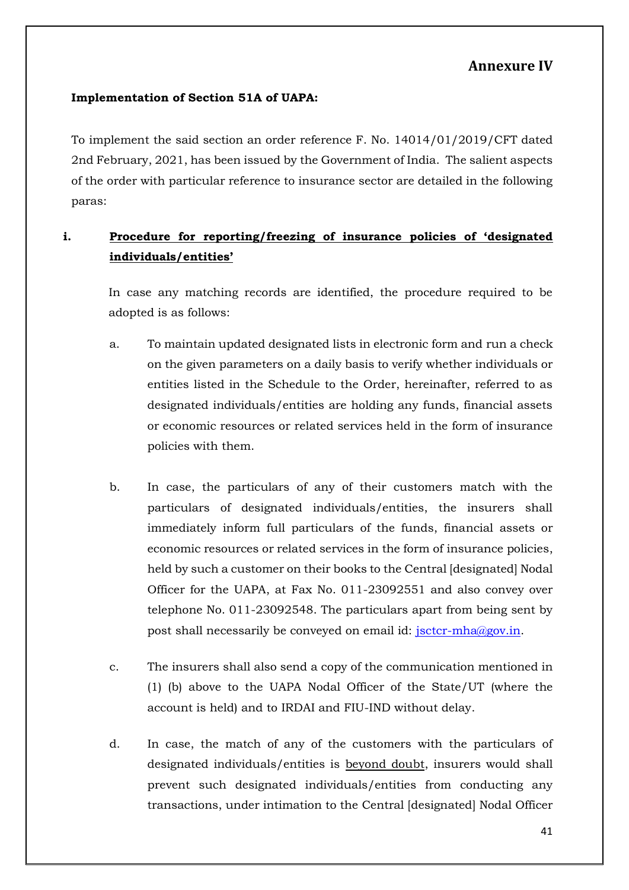# Annexure IV

**Implementation of Section 51A of UAPA:**

To implement the said section an order reference F. No. 14014/01/2019/CFT dated 2nd February, 2021, has been issued by the Government of India. The salient aspects of the order with particular reference to insurance sector are detailed in the following paras:

## i. Procedure for reporting/freezing of insurance policies of 'designated individuals/entities'

In case any matching records are identified, the procedure required to be adopted is as follows:

a. To maintain updated designated lists in electronic form and run a check on the given parameters on a daily basis to verify whether individuals or entities listed in the Schedule to the Order, hereinafter, referred to as designated individuals/entities are holding any funds, financial assets or economic resources or related services held in the form of insurance policies with them.

b. In case, the particulars of any of their customers match with the particulars of designated individuals/entities, the insurers shall immediately inform full particulars of the funds, financial assets or economic resources or related services in the form of insurance policies, held by such a customer on their books to the Central [designated] Nodal Officer for the UAPA, at Fax No. 011-23092551 and also convey over telephone No. 011-23092548. The particulars apart from being sent by post shall necessarily be conveyed on email id: jsctcr-mha@gov.in.

c. The insurers shall also send a copy of the communication mentioned in (1) (b) above to the UAPA Nodal Officer of the State/UT (where the account is held) and to IRDAI and FIU-IND without delay.

d. In case, the match of any of the customers with the particulars of designated individuals/entities is beyond doubt, insurers would shall prevent such designated individuals/entities from conducting any transactions, under intimation to the Central [designated] Nodal Officer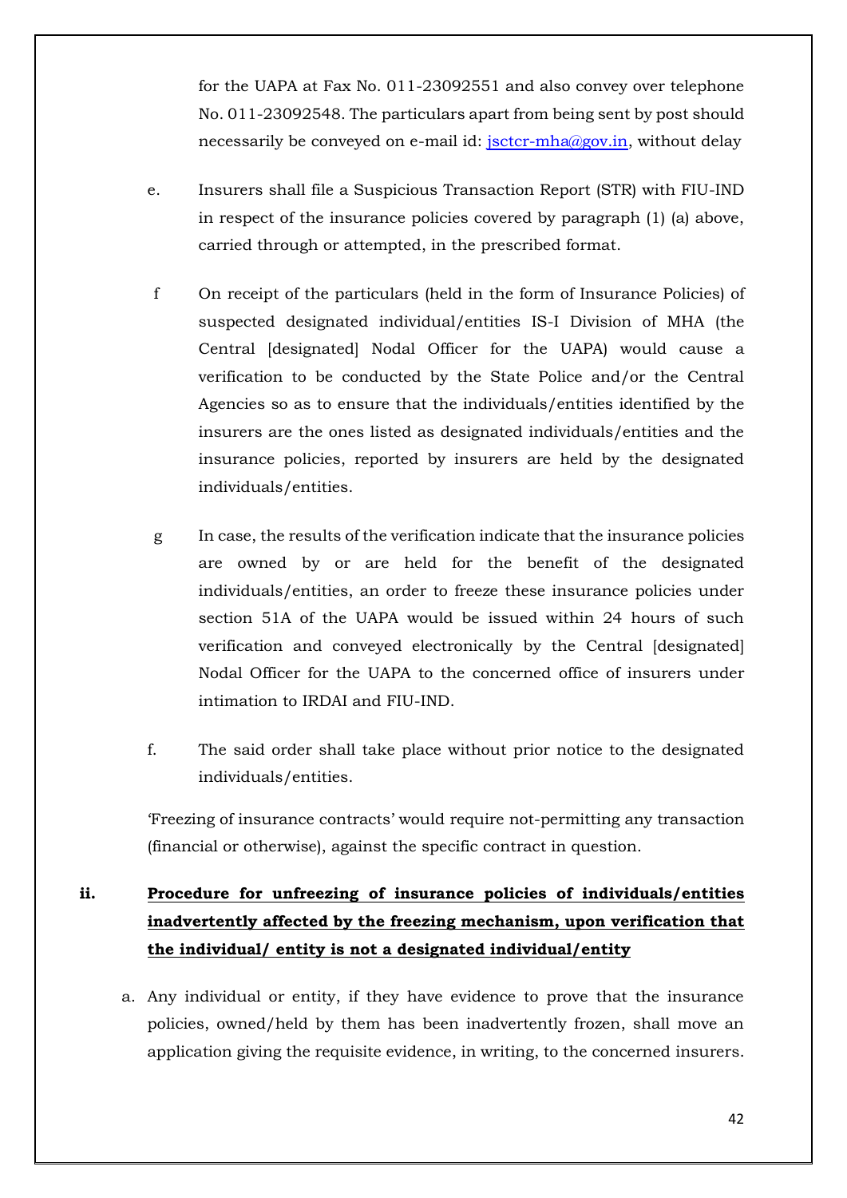for the UAPA at Fax No. 011-23092551 and also convey over telephone No. 011-23092548. The particulars apart from being sent by post should necessarily be conveyed on e-mail id: jsctcr-mha@gov.in, without delay

e. Insurers shall file a Suspicious Transaction Report (STR) with FIU-IND in respect of the insurance policies covered by paragraph (1) (a) above, carried through or attempted, in the prescribed format.

f On receipt of the particulars (held in the form of Insurance Policies) of suspected designated individual/entities IS-I Division of MHA (the Central [designated] Nodal Officer for the UAPA) would cause a verification to be conducted by the State Police and/or the Central Agencies so as to ensure that the individuals/entities identified by the insurers are the ones listed as designated individuals/entities and the insurance policies, reported by insurers are held by the designated individuals/entities.

g In case, the results of the verification indicate that the insurance policies are owned by or are held for the benefit of the designated individuals/entities, an order to freeze these insurance policies under section 51A of the UAPA would be issued within 24 hours of such verification and conveyed electronically by the Central [designated] Nodal Officer for the UAPA to the concerned office of insurers under intimation to IRDAI and FIU-IND.

f. The said order shall take place without prior notice to the designated individuals/entities.

'Freezing of insurance contracts' would require not-permitting any transaction (financial or otherwise), against the specific contract in question.

**ii. <u>Procedure for unfreezing of insurance policies of individuals/entities inadvertently affected by the freezing mechanism, upon verification that the individual/ entity is not a designated individual/entity</u>**

a. Any individual or entity, if they have evidence to prove that the insurance policies, owned/held by them has been inadvertently frozen, shall move an application giving the requisite evidence, in writing, to the concerned insurers.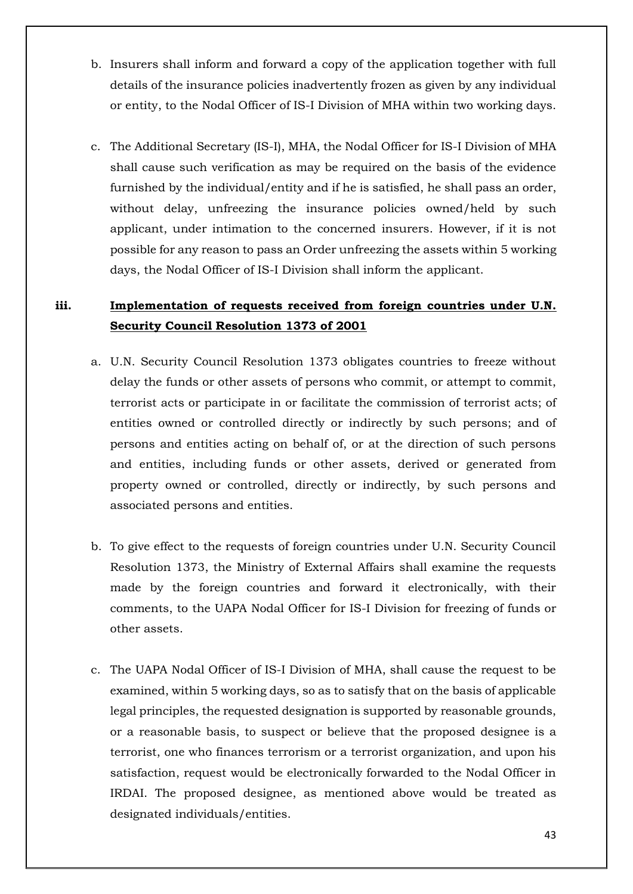b. Insurers shall inform and forward a copy of the application together with full details of the insurance policies inadvertently frozen as given by any individual or entity, to the Nodal Officer of IS-I Division of MHA within two working days.

c. The Additional Secretary (IS-I), MHA, the Nodal Officer for IS-I Division of MHA shall cause such verification as may be required on the basis of the evidence furnished by the individual/entity and if he is satisfied, he shall pass an order, without delay, unfreezing the insurance policies owned/held by such applicant, under intimation to the concerned insurers. However, if it is not possible for any reason to pass an Order unfreezing the assets within 5 working days, the Nodal Officer of IS-I Division shall inform the applicant.

### iii. <u>Implementation of requests received from foreign countries under U.N. Security Council Resolution 1373 of 2001</u>

a. U.N. Security Council Resolution 1373 obligates countries to freeze without delay the funds or other assets of persons who commit, or attempt to commit, terrorist acts or participate in or facilitate the commission of terrorist acts; of entities owned or controlled directly or indirectly by such persons; and of persons and entities acting on behalf of, or at the direction of such persons and entities, including funds or other assets, derived or generated from property owned or controlled, directly or indirectly, by such persons and associated persons and entities.

b. To give effect to the requests of foreign countries under U.N. Security Council Resolution 1373, the Ministry of External Affairs shall examine the requests made by the foreign countries and forward it electronically, with their comments, to the UAPA Nodal Officer for IS-I Division for freezing of funds or other assets.

c. The UAPA Nodal Officer of IS-I Division of MHA, shall cause the request to be examined, within 5 working days, so as to satisfy that on the basis of applicable legal principles, the requested designation is supported by reasonable grounds, or a reasonable basis, to suspect or believe that the proposed designee is a terrorist, one who finances terrorism or a terrorist organization, and upon his satisfaction, request would be electronically forwarded to the Nodal Officer in IRDAI. The proposed designee, as mentioned above would be treated as designated individuals/entities.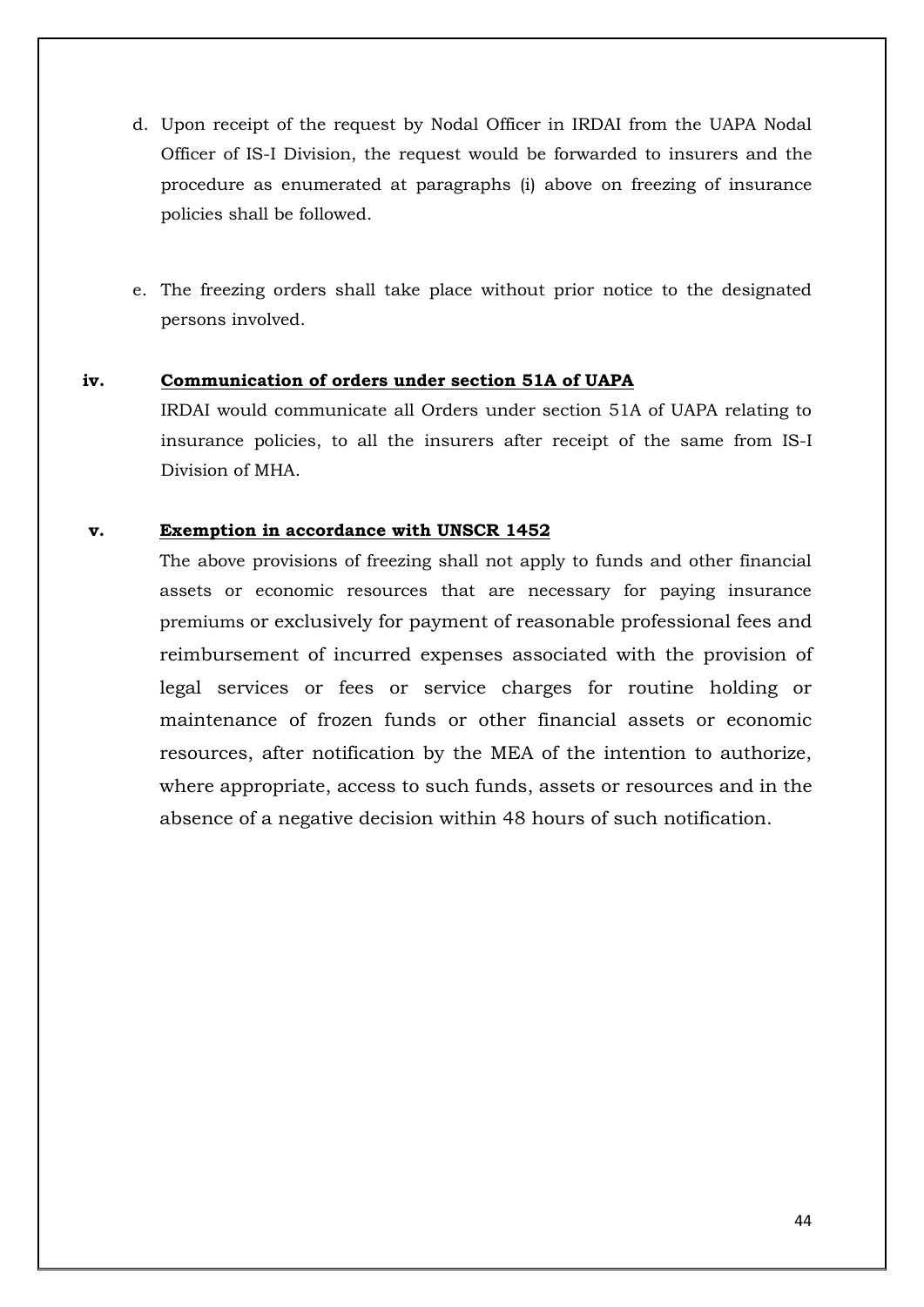d. Upon receipt of the request by Nodal Officer in IRDAI from the UAPA Nodal Officer of IS-I Division, the request would be forwarded to insurers and the procedure as enumerated at paragraphs (i) above on freezing of insurance policies shall be followed.

e. The freezing orders shall take place without prior notice to the designated persons involved.

**iv. <u>Communication of orders under section 51A of UAPA</u>**

IRDAI would communicate all Orders under section 51A of UAPA relating to insurance policies, to all the insurers after receipt of the same from IS-I Division of MHA.

**v. <u>Exemption in accordance with UNSCR 1452</u>**

The above provisions of freezing shall not apply to funds and other financial assets or economic resources that are necessary for paying insurance premiums or exclusively for payment of reasonable professional fees and reimbursement of incurred expenses associated with the provision of legal services or fees or service charges for routine holding or maintenance of frozen funds or other financial assets or economic resources, after notification by the MEA of the intention to authorize, where appropriate, access to such funds, assets or resources and in the absence of a negative decision within 48 hours of such notification.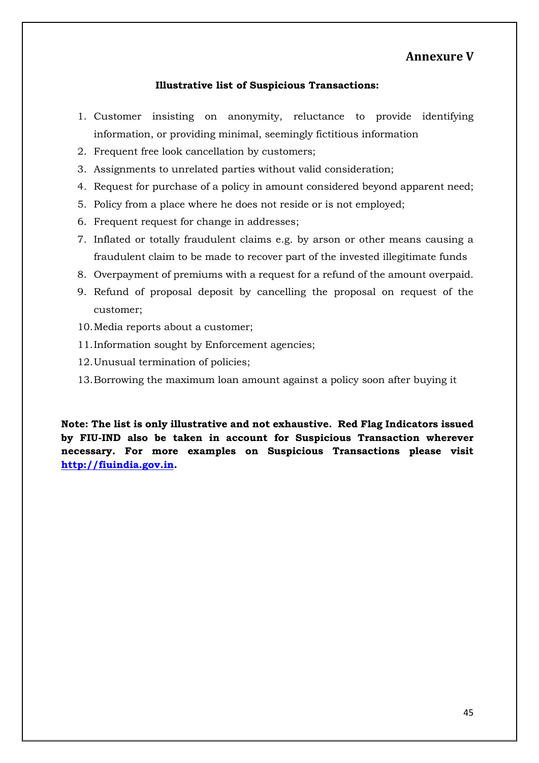## Annexure V

**Illustrative list of Suspicious Transactions:**

1. Customer insisting on anonymity, reluctance to provide identifying information, or providing minimal, seemingly fictitious information
2. Frequent free look cancellation by customers;
3. Assignments to unrelated parties without valid consideration;
4. Request for purchase of a policy in amount considered beyond apparent need;
5. Policy from a place where he does not reside or is not employed;
6. Frequent request for change in addresses;
7. Inflated or totally fraudulent claims e.g. by arson or other means causing a fraudulent claim to be made to recover part of the invested illegitimate funds
8. Overpayment of premiums with a request for a refund of the amount overpaid.
9. Refund of proposal deposit by cancelling the proposal on request of the customer;
10. Media reports about a customer;
11. Information sought by Enforcement agencies;
12. Unusual termination of policies;
13. Borrowing the maximum loan amount against a policy soon after buying it

**Note: The list is only illustrative and not exhaustive. Red Flag Indicators issued by FIU-IND also be taken in account for Suspicious Transaction wherever necessary. For more examples on Suspicious Transactions please visit [http://fiuindia.gov.in](http://fiuindia.gov.in).**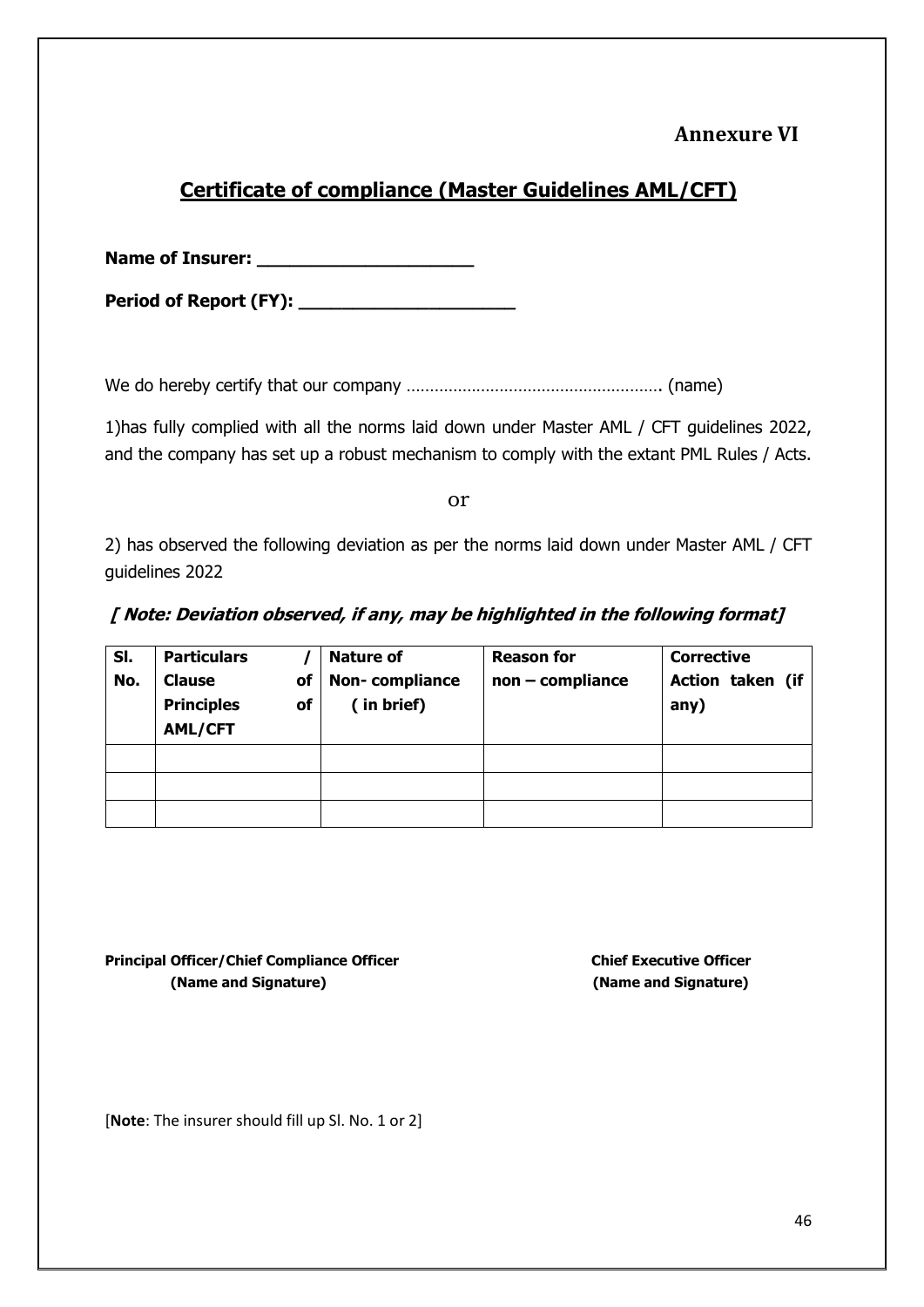**Annexure VI**

## Certificate of compliance (Master Guidelines AML/CFT)

**Name of Insurer: ____________________**

**Period of Report (FY): ____________________**

We do hereby certify that our company ……………………………………………… (name)

1)has fully complied with all the norms laid down under Master AML / CFT guidelines 2022, and the company has set up a robust mechanism to comply with the extant PML Rules / Acts.

or

2) has observed the following deviation as per the norms laid down under Master AML / CFT guidelines 2022

***[ Note: Deviation observed, if any, may be highlighted in the following format]***

| Sl. No. | Particulars / Clause of Principles of AML/CFT | Nature of Non- compliance ( in brief) | Reason for non – compliance | Corrective Action taken (if any) |
|---|---|---|---|---|
| | | | | |
| | | | | |
| | | | | |

**Principal Officer/Chief Compliance Officer**
**(Name and Signature)**

**Chief Executive Officer**
**(Name and Signature)**

[**Note**: The insurer should fill up Sl. No. 1 or 2]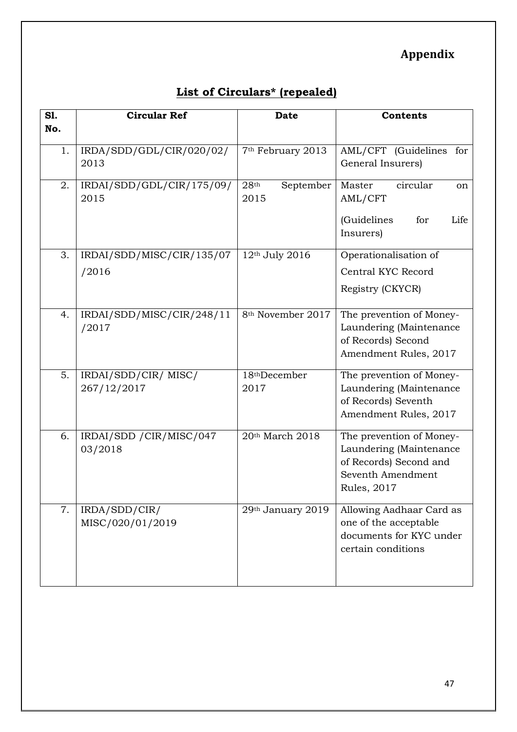# Appendix

## List of Circulars* (repealed)

| Sl. No. | Circular Ref | Date | Contents |
|---|---|---|---|
| 1. | IRDA/SDD/GDL/CIR/020/02/2013 | 7th February 2013 | AML/CFT (Guidelines for General Insurers) |
| 2. | IRDAI/SDD/GDL/CIR/175/09/2015 | 28th September 2015 | Master circular on AML/CFT (Guidelines for Life Insurers) |
| 3. | IRDAI/SDD/MISC/CIR/135/07/2016 | 12th July 2016 | Operationalisation of Central KYC Record Registry (CKYCR) |
| 4. | IRDAI/SDD/MISC/CIR/248/11/2017 | 8th November 2017 | The prevention of Money-Laundering (Maintenance of Records) Second Amendment Rules, 2017 |
| 5. | IRDAI/SDD/CIR/ MISC/ 267/12/2017 | 18thDecember 2017 | The prevention of Money-Laundering (Maintenance of Records) Seventh Amendment Rules, 2017 |
| 6. | IRDAI/SDD /CIR/MISC/047 03/2018 | 20th March 2018 | The prevention of Money-Laundering (Maintenance of Records) Second and Seventh Amendment Rules, 2017 |
| 7. | IRDA/SDD/CIR/ MISC/020/01/2019 | 29th January 2019 | Allowing Aadhaar Card as one of the acceptable documents for KYC under certain conditions |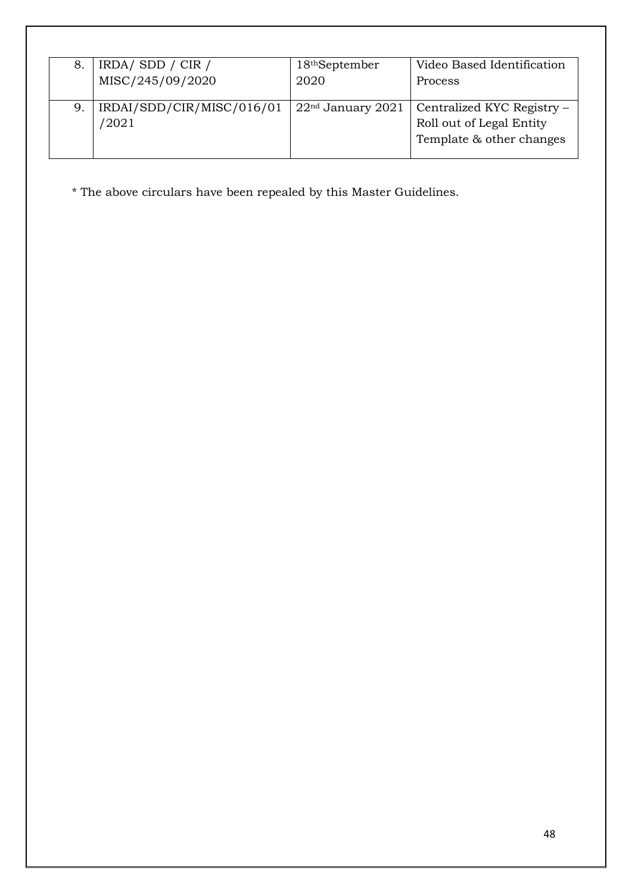| | | | |
|---|---|---|---|
| 8. | IRDA/ SDD / CIR / MISC/245/09/2020 | 18th September 2020 | Video Based Identification Process |
| 9. | IRDAI/SDD/CIR/MISC/016/01/2021 | 22nd January 2021 | Centralized KYC Registry – Roll out of Legal Entity Template & other changes |

* The above circulars have been repealed by this Master Guidelines.